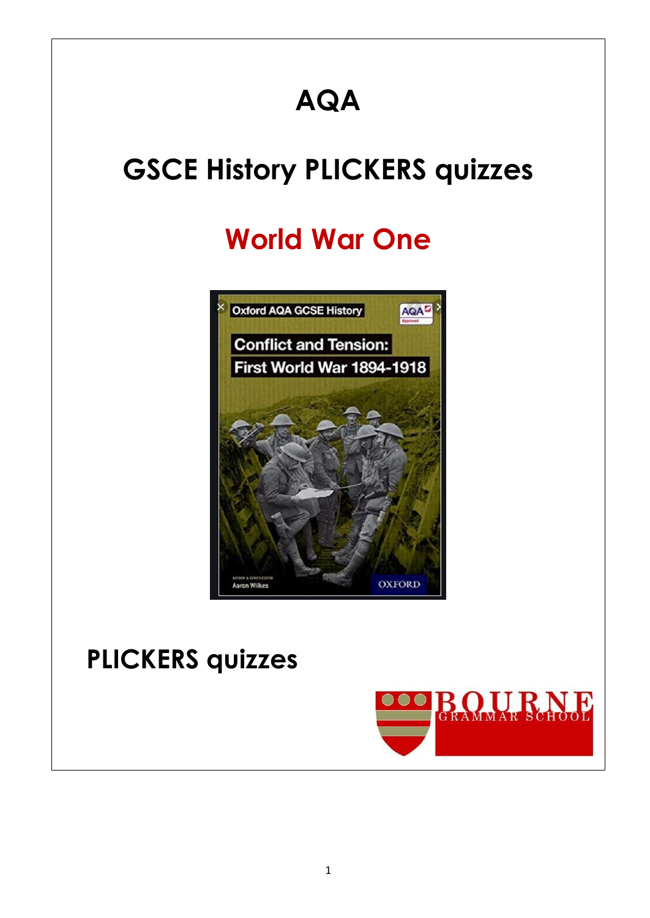# AQA

# GSCE History PLICKERS quizzes

## World War One

## PLICKERS quizzes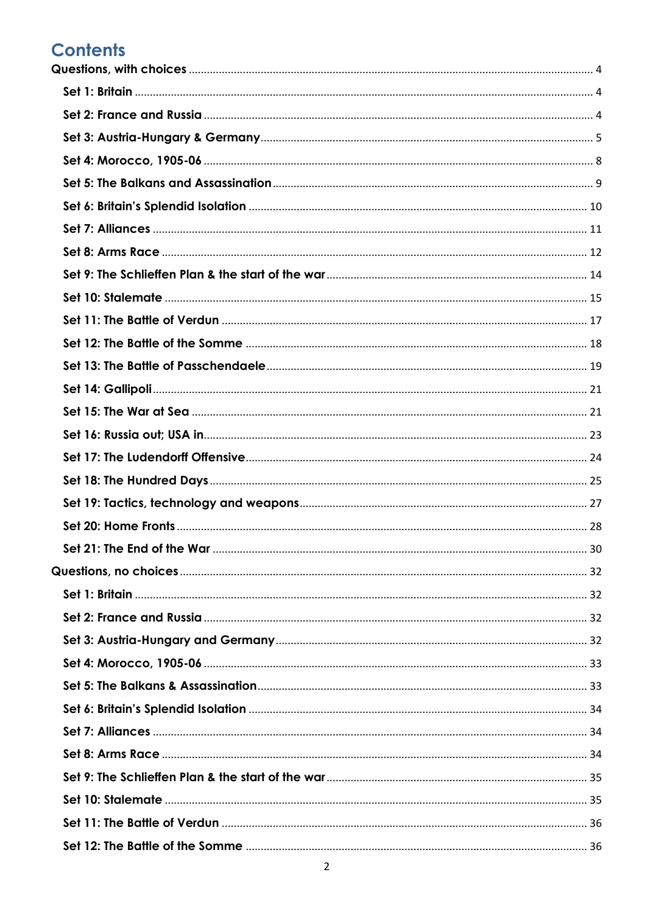# Contents

Questions, with choices ........ 4

- Set 1: Britain ........ 4
- Set 2: France and Russia ........ 4
- Set 3: Austria-Hungary & Germany ........ 5
- Set 4: Morocco, 1905-06 ........ 8
- Set 5: The Balkans and Assassination ........ 9
- Set 6: Britain's Splendid Isolation ........ 10
- Set 7: Alliances ........ 11
- Set 8: Arms Race ........ 12
- Set 9: The Schlieffen Plan & the start of the war ........ 14
- Set 10: Stalemate ........ 15
- Set 11: The Battle of Verdun ........ 17
- Set 12: The Battle of the Somme ........ 18
- Set 13: The Battle of Passchendaele ........ 19
- Set 14: Gallipoli ........ 21
- Set 15: The War at Sea ........ 21
- Set 16: Russia out; USA in ........ 23
- Set 17: The Ludendorff Offensive ........ 24
- Set 18: The Hundred Days ........ 25
- Set 19: Tactics, technology and weapons ........ 27
- Set 20: Home Fronts ........ 28
- Set 21: The End of the War ........ 30

Questions, no choices ........ 32

- Set 1: Britain ........ 32
- Set 2: France and Russia ........ 32
- Set 3: Austria-Hungary and Germany ........ 32
- Set 4: Morocco, 1905-06 ........ 33
- Set 5: The Balkans & Assassination ........ 33
- Set 6: Britain's Splendid Isolation ........ 34
- Set 7: Alliances ........ 34
- Set 8: Arms Race ........ 34
- Set 9: The Schlieffen Plan & the start of the war ........ 35
- Set 10: Stalemate ........ 35
- Set 11: The Battle of Verdun ........ 36
- Set 12: The Battle of the Somme ........ 36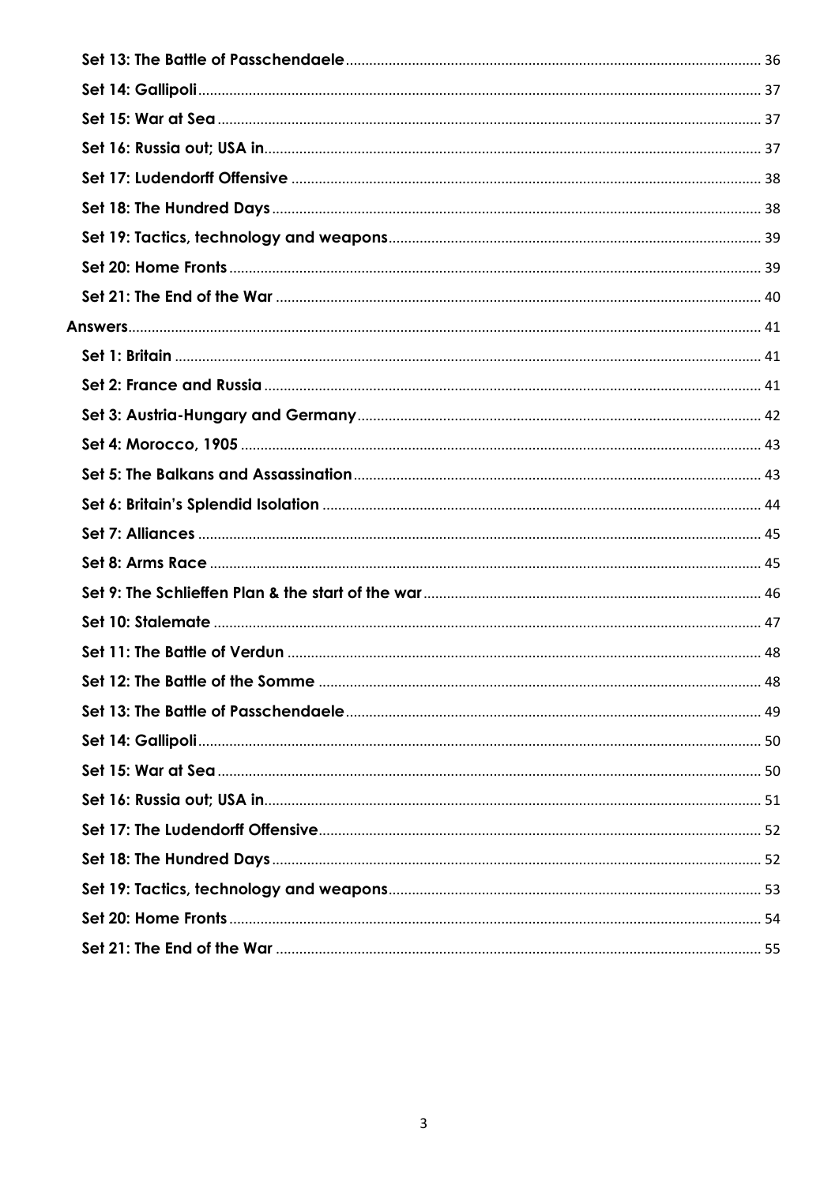Set 13: The Battle of Passchendaele ........ 36
Set 14: Gallipoli ........ 37
Set 15: War at Sea ........ 37
Set 16: Russia out; USA in ........ 37
Set 17: Ludendorff Offensive ........ 38
Set 18: The Hundred Days ........ 38
Set 19: Tactics, technology and weapons ........ 39
Set 20: Home Fronts ........ 39
Set 21: The End of the War ........ 40

Answers ........ 41

Set 1: Britain ........ 41
Set 2: France and Russia ........ 41
Set 3: Austria-Hungary and Germany ........ 42
Set 4: Morocco, 1905 ........ 43
Set 5: The Balkans and Assassination ........ 43
Set 6: Britain's Splendid Isolation ........ 44
Set 7: Alliances ........ 45
Set 8: Arms Race ........ 45
Set 9: The Schlieffen Plan & the start of the war ........ 46
Set 10: Stalemate ........ 47
Set 11: The Battle of Verdun ........ 48
Set 12: The Battle of the Somme ........ 48
Set 13: The Battle of Passchendaele ........ 49
Set 14: Gallipoli ........ 50
Set 15: War at Sea ........ 50
Set 16: Russia out; USA in ........ 51
Set 17: The Ludendorff Offensive ........ 52
Set 18: The Hundred Days ........ 52
Set 19: Tactics, technology and weapons ........ 53
Set 20: Home Fronts ........ 54
Set 21: The End of the War ........ 55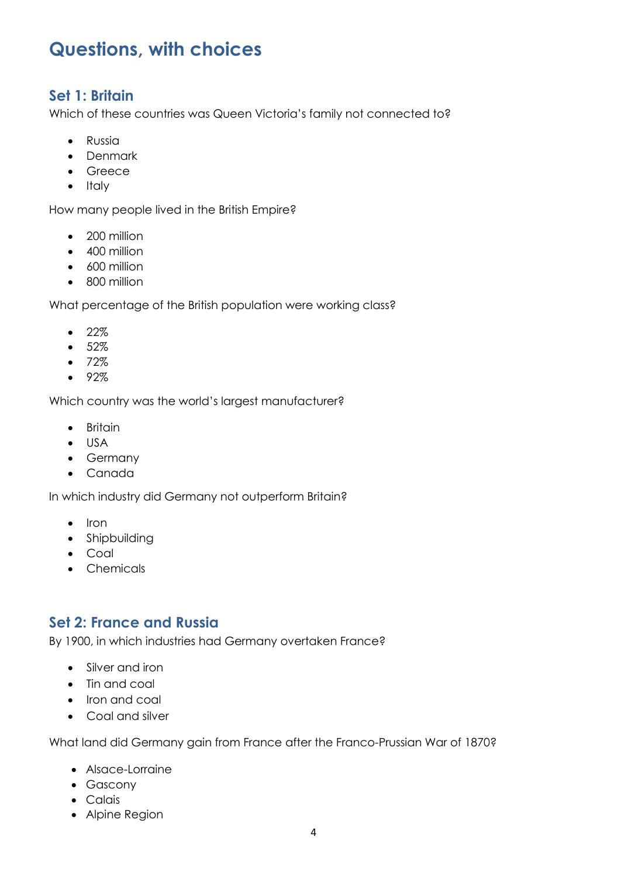# Questions, with choices

## Set 1: Britain

Which of these countries was Queen Victoria's family not connected to?

- Russia
- Denmark
- Greece
- Italy

How many people lived in the British Empire?

- 200 million
- 400 million
- 600 million
- 800 million

What percentage of the British population were working class?

- 22%
- 52%
- 72%
- 92%

Which country was the world's largest manufacturer?

- Britain
- USA
- Germany
- Canada

In which industry did Germany not outperform Britain?

- Iron
- Shipbuilding
- Coal
- Chemicals

## Set 2: France and Russia

By 1900, in which industries had Germany overtaken France?

- Silver and iron
- Tin and coal
- Iron and coal
- Coal and silver

What land did Germany gain from France after the Franco-Prussian War of 1870?

- Alsace-Lorraine
- Gascony
- Calais
- Alpine Region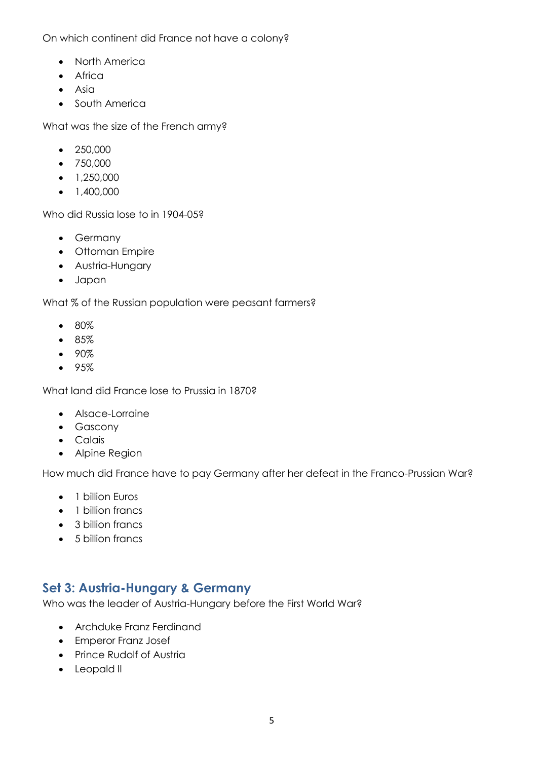On which continent did France not have a colony?

- North America
- Africa
- Asia
- South America

What was the size of the French army?

- 250,000
- 750,000
- 1,250,000
- 1,400,000

Who did Russia lose to in 1904-05?

- Germany
- Ottoman Empire
- Austria-Hungary
- Japan

What % of the Russian population were peasant farmers?

- 80%
- 85%
- 90%
- 95%

What land did France lose to Prussia in 1870?

- Alsace-Lorraine
- Gascony
- Calais
- Alpine Region

How much did France have to pay Germany after her defeat in the Franco-Prussian War?

- 1 billion Euros
- 1 billion francs
- 3 billion francs
- 5 billion francs

## Set 3: Austria-Hungary & Germany

Who was the leader of Austria-Hungary before the First World War?

- Archduke Franz Ferdinand
- Emperor Franz Josef
- Prince Rudolf of Austria
- Leopald II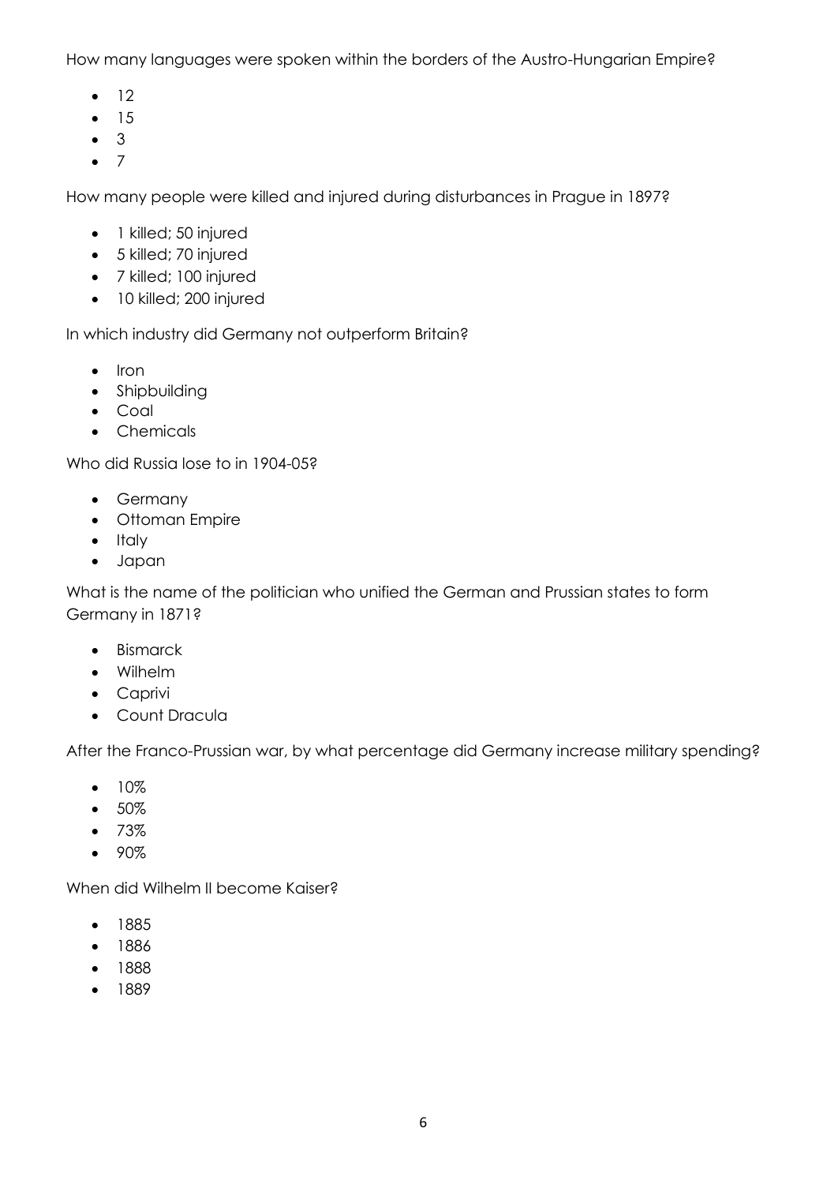How many languages were spoken within the borders of the Austro-Hungarian Empire?

- 12
- 15
- 3
- 7

How many people were killed and injured during disturbances in Prague in 1897?

- 1 killed; 50 injured
- 5 killed; 70 injured
- 7 killed; 100 injured
- 10 killed; 200 injured

In which industry did Germany not outperform Britain?

- Iron
- Shipbuilding
- Coal
- Chemicals

Who did Russia lose to in 1904-05?

- Germany
- Ottoman Empire
- Italy
- Japan

What is the name of the politician who unified the German and Prussian states to form Germany in 1871?

- Bismarck
- Wilhelm
- Caprivi
- Count Dracula

After the Franco-Prussian war, by what percentage did Germany increase military spending?

- 10%
- 50%
- 73%
- 90%

When did Wilhelm II become Kaiser?

- 1885
- 1886
- 1888
- 1889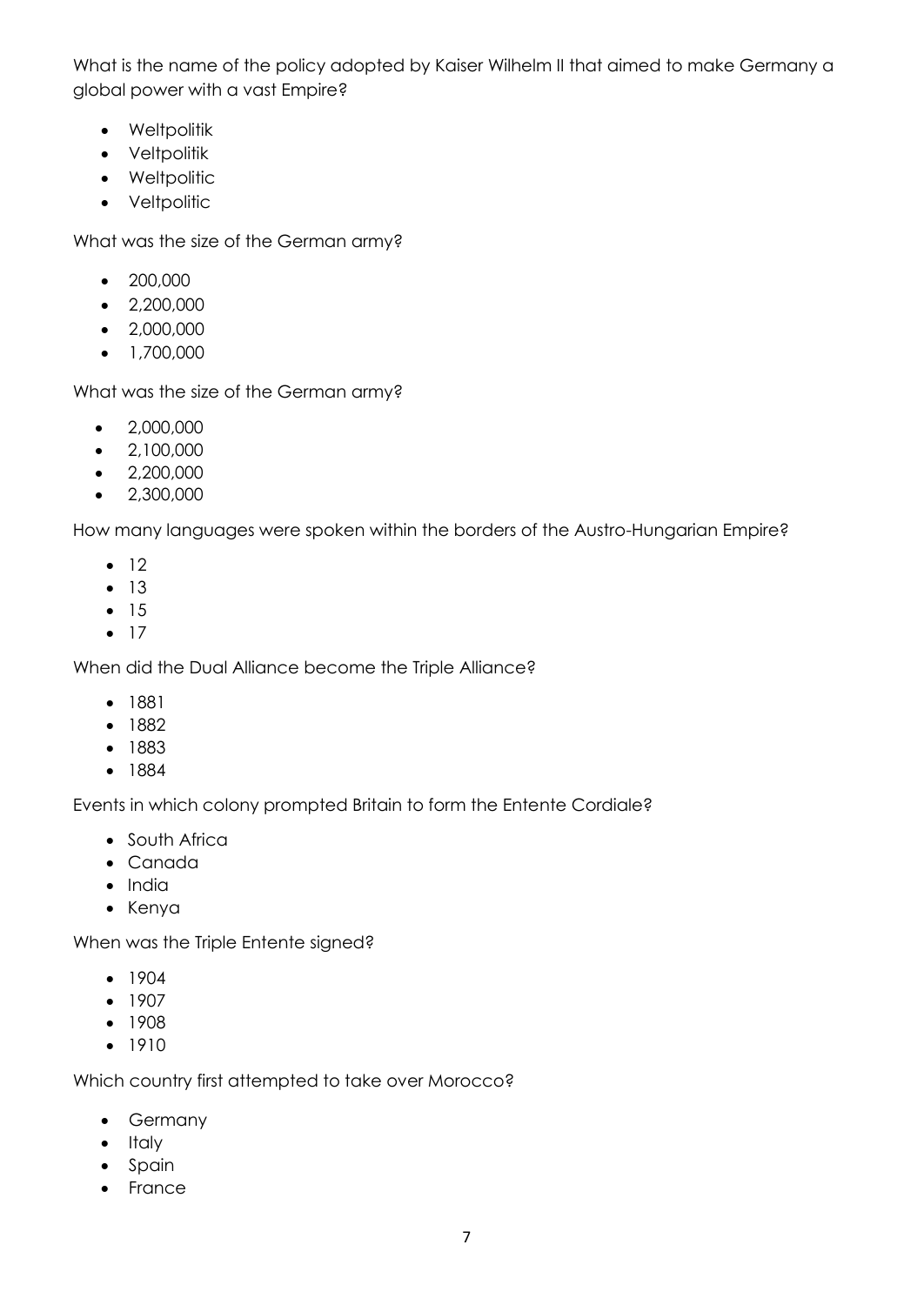What is the name of the policy adopted by Kaiser Wilhelm II that aimed to make Germany a global power with a vast Empire?

- Weltpolitik
- Veltpolitik
- Weltpolitic
- Veltpolitic

What was the size of the German army?

- 200,000
- 2,200,000
- 2,000,000
- 1,700,000

What was the size of the German army?

- 2,000,000
- 2,100,000
- 2,200,000
- 2,300,000

How many languages were spoken within the borders of the Austro-Hungarian Empire?

- 12
- 13
- 15
- 17

When did the Dual Alliance become the Triple Alliance?

- 1881
- 1882
- 1883
- 1884

Events in which colony prompted Britain to form the Entente Cordiale?

- South Africa
- Canada
- India
- Kenya

When was the Triple Entente signed?

- 1904
- 1907
- 1908
- 1910

Which country first attempted to take over Morocco?

- Germany
- Italy
- Spain
- France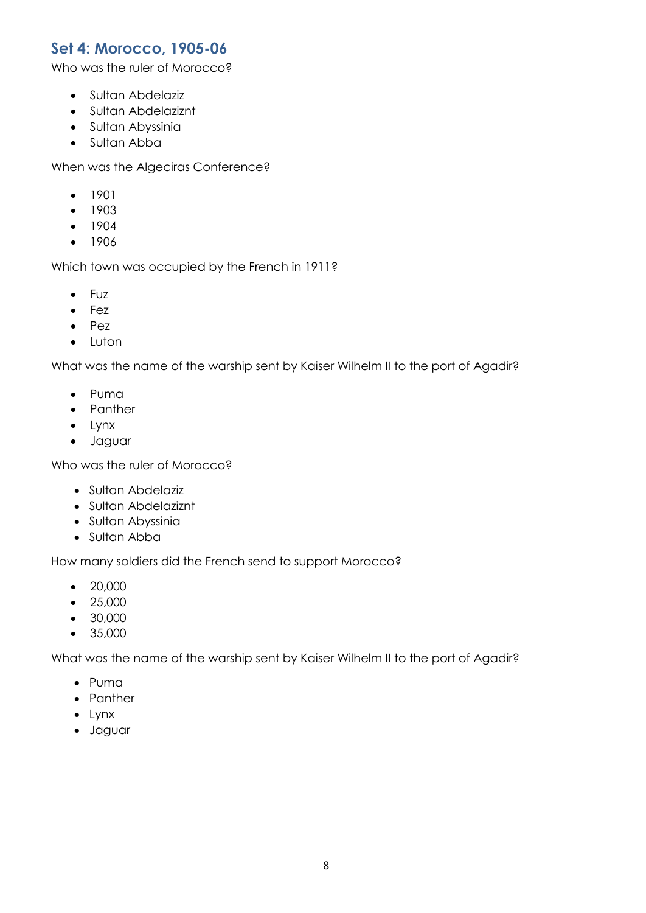## Set 4: Morocco, 1905-06

Who was the ruler of Morocco?

- Sultan Abdelaziz
- Sultan Abdelazimt
- Sultan Abyssinia
- Sultan Abba

When was the Algeciras Conference?

- 1901
- 1903
- 1904
- 1906

Which town was occupied by the French in 1911?

- Fuz
- Fez
- Pez
- Luton

What was the name of the warship sent by Kaiser Wilhelm II to the port of Agadir?

- Puma
- Panther
- Lynx
- Jaguar

Who was the ruler of Morocco?

- Sultan Abdelaziz
- Sultan Abdelazimt
- Sultan Abyssinia
- Sultan Abba

How many soldiers did the French send to support Morocco?

- 20,000
- 25,000
- 30,000
- 35,000

What was the name of the warship sent by Kaiser Wilhelm II to the port of Agadir?

- Puma
- Panther
- Lynx
- Jaguar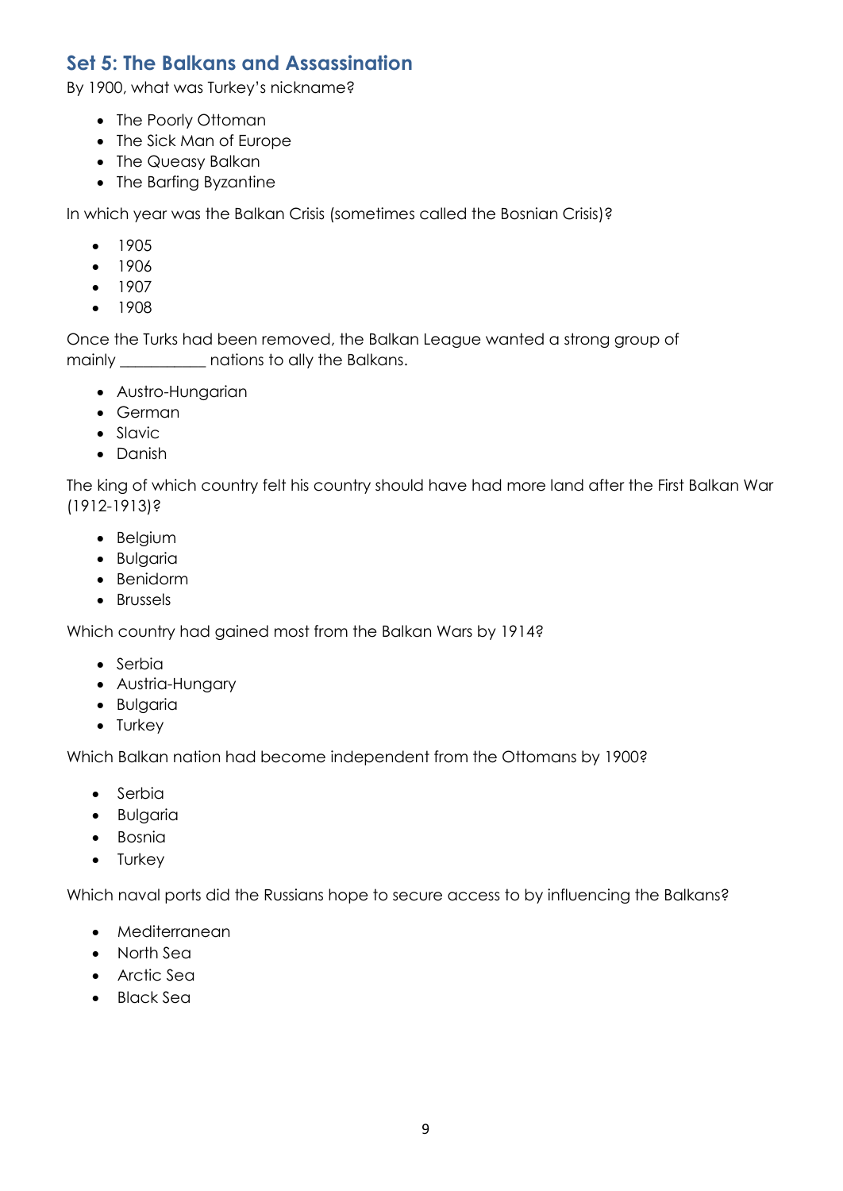## Set 5: The Balkans and Assassination

By 1900, what was Turkey's nickname?

- The Poorly Ottoman
- The Sick Man of Europe
- The Queasy Balkan
- The Barfing Byzantine

In which year was the Balkan Crisis (sometimes called the Bosnian Crisis)?

- 1905
- 1906
- 1907
- 1908

Once the Turks had been removed, the Balkan League wanted a strong group of mainly ___________ nations to ally the Balkans.

- Austro-Hungarian
- German
- Slavic
- Danish

The king of which country felt his country should have had more land after the First Balkan War (1912-1913)?

- Belgium
- Bulgaria
- Benidorm
- Brussels

Which country had gained most from the Balkan Wars by 1914?

- Serbia
- Austria-Hungary
- Bulgaria
- Turkey

Which Balkan nation had become independent from the Ottomans by 1900?

- Serbia
- Bulgaria
- Bosnia
- Turkey

Which naval ports did the Russians hope to secure access to by influencing the Balkans?

- Mediterranean
- North Sea
- Arctic Sea
- Black Sea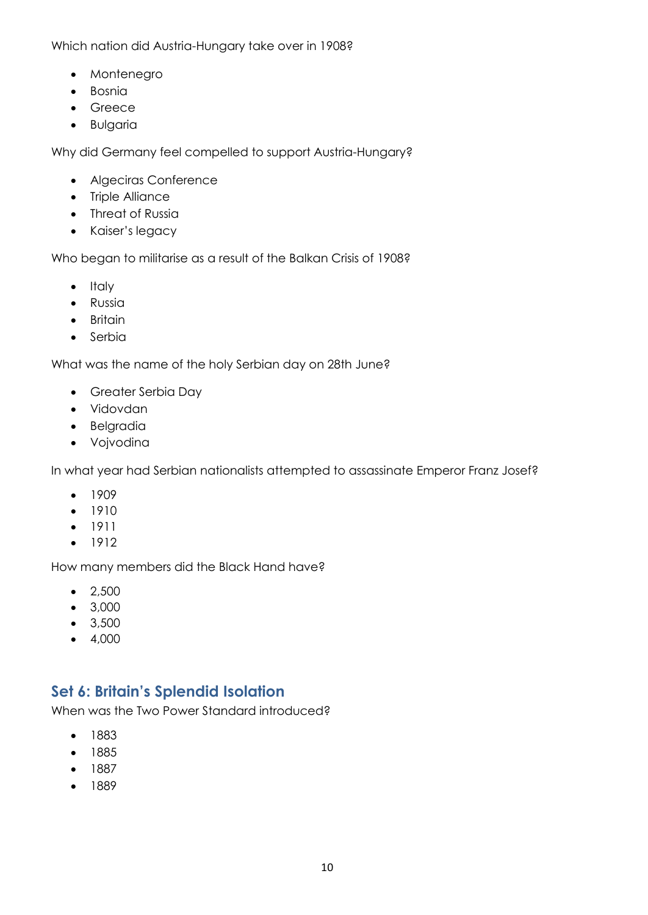Which nation did Austria-Hungary take over in 1908?

- Montenegro
- Bosnia
- Greece
- Bulgaria

Why did Germany feel compelled to support Austria-Hungary?

- Algeciras Conference
- Triple Alliance
- Threat of Russia
- Kaiser's legacy

Who began to militarise as a result of the Balkan Crisis of 1908?

- Italy
- Russia
- Britain
- Serbia

What was the name of the holy Serbian day on 28th June?

- Greater Serbia Day
- Vidovdan
- Belgradia
- Vojvodina

In what year had Serbian nationalists attempted to assassinate Emperor Franz Josef?

- 1909
- 1910
- 1911
- 1912

How many members did the Black Hand have?

- 2,500
- 3,000
- 3,500
- 4,000

## Set 6: Britain's Splendid Isolation

When was the Two Power Standard introduced?

- 1883
- 1885
- 1887
- 1889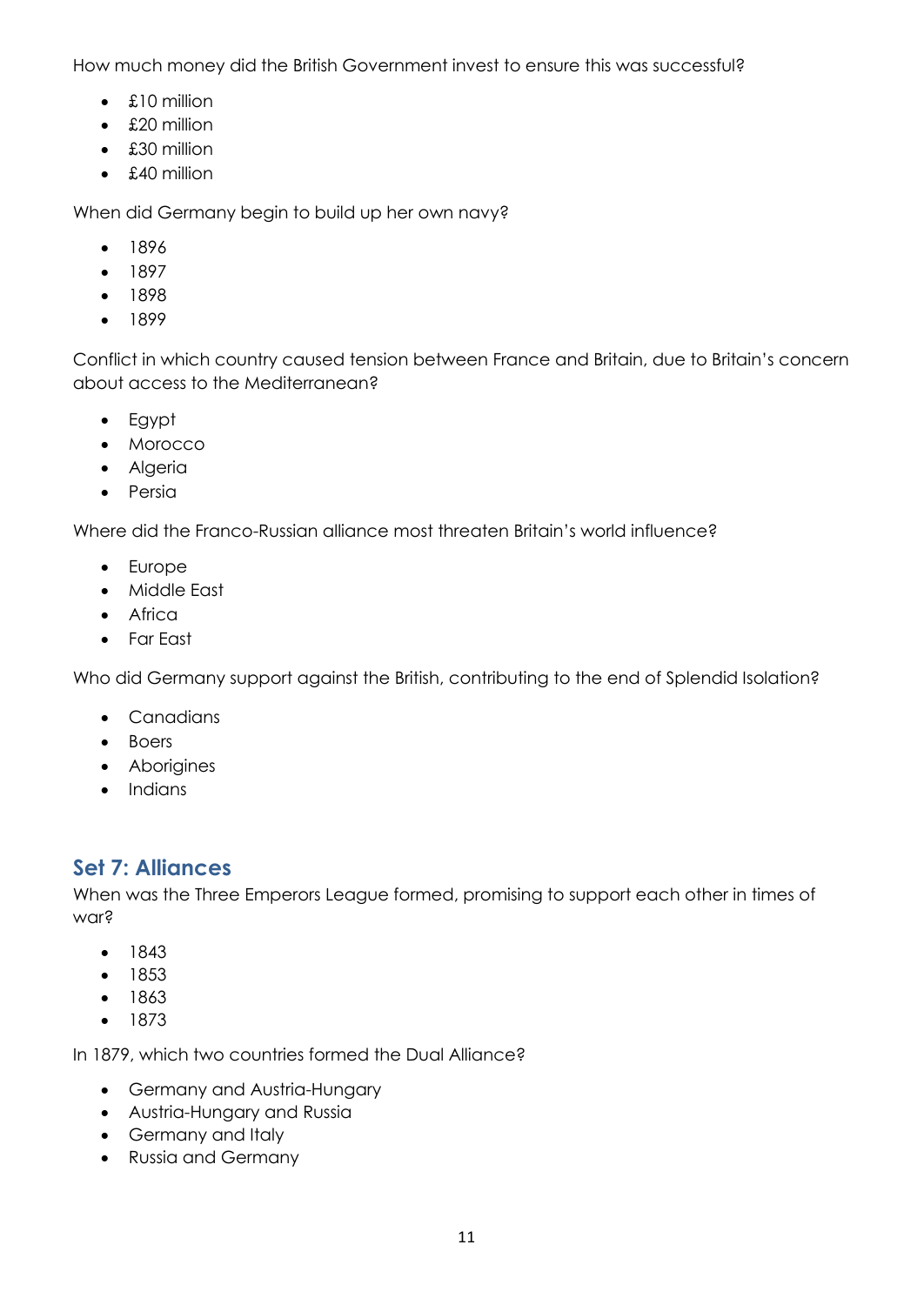How much money did the British Government invest to ensure this was successful?

- £10 million
- £20 million
- £30 million
- £40 million

When did Germany begin to build up her own navy?

- 1896
- 1897
- 1898
- 1899

Conflict in which country caused tension between France and Britain, due to Britain's concern about access to the Mediterranean?

- Egypt
- Morocco
- Algeria
- Persia

Where did the Franco-Russian alliance most threaten Britain's world influence?

- Europe
- Middle East
- Africa
- Far East

Who did Germany support against the British, contributing to the end of Splendid Isolation?

- Canadians
- Boers
- Aborigines
- Indians

## Set 7: Alliances

When was the Three Emperors League formed, promising to support each other in times of war?

- 1843
- 1853
- 1863
- 1873

In 1879, which two countries formed the Dual Alliance?

- Germany and Austria-Hungary
- Austria-Hungary and Russia
- Germany and Italy
- Russia and Germany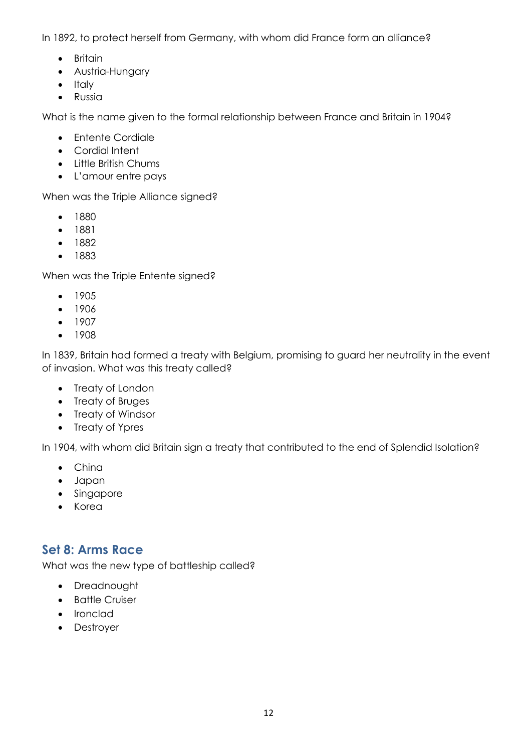In 1892, to protect herself from Germany, with whom did France form an alliance?

- Britain
- Austria-Hungary
- Italy
- Russia

What is the name given to the formal relationship between France and Britain in 1904?

- Entente Cordiale
- Cordial Intent
- Little British Chums
- L'amour entre pays

When was the Triple Alliance signed?

- 1880
- 1881
- 1882
- 1883

When was the Triple Entente signed?

- 1905
- 1906
- 1907
- 1908

In 1839, Britain had formed a treaty with Belgium, promising to guard her neutrality in the event of invasion. What was this treaty called?

- Treaty of London
- Treaty of Bruges
- Treaty of Windsor
- Treaty of Ypres

In 1904, with whom did Britain sign a treaty that contributed to the end of Splendid Isolation?

- China
- Japan
- Singapore
- Korea

## Set 8: Arms Race

What was the new type of battleship called?

- Dreadnought
- Battle Cruiser
- Ironclad
- Destroyer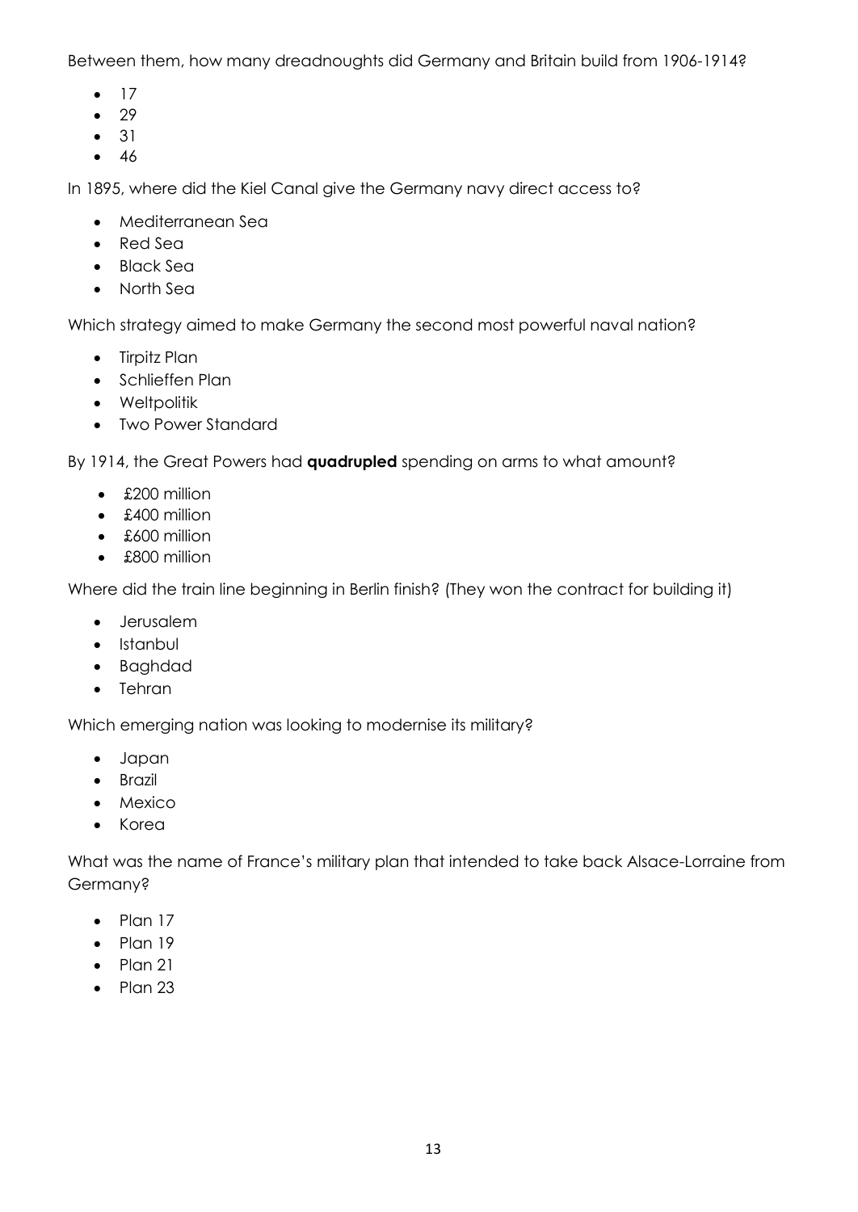Between them, how many dreadnoughts did Germany and Britain build from 1906-1914?

- 17
- 29
- 31
- 46

In 1895, where did the Kiel Canal give the Germany navy direct access to?

- Mediterranean Sea
- Red Sea
- Black Sea
- North Sea

Which strategy aimed to make Germany the second most powerful naval nation?

- Tirpitz Plan
- Schlieffen Plan
- Weltpolitik
- Two Power Standard

By 1914, the Great Powers had **quadrupled** spending on arms to what amount?

- £200 million
- £400 million
- £600 million
- £800 million

Where did the train line beginning in Berlin finish? (They won the contract for building it)

- Jerusalem
- Istanbul
- Baghdad
- Tehran

Which emerging nation was looking to modernise its military?

- Japan
- Brazil
- Mexico
- Korea

What was the name of France's military plan that intended to take back Alsace-Lorraine from Germany?

- Plan 17
- Plan 19
- Plan 21
- Plan 23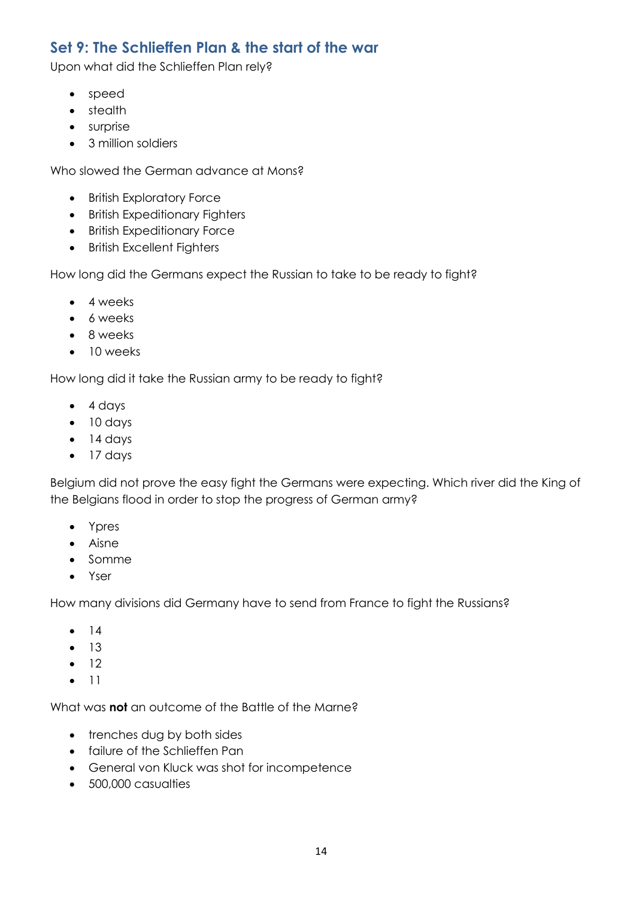## Set 9: The Schlieffen Plan & the start of the war

Upon what did the Schlieffen Plan rely?

- speed
- stealth
- surprise
- 3 million soldiers

Who slowed the German advance at Mons?

- British Exploratory Force
- British Expeditionary Fighters
- British Expeditionary Force
- British Excellent Fighters

How long did the Germans expect the Russian to take to be ready to fight?

- 4 weeks
- 6 weeks
- 8 weeks
- 10 weeks

How long did it take the Russian army to be ready to fight?

- 4 days
- 10 days
- 14 days
- 17 days

Belgium did not prove the easy fight the Germans were expecting. Which river did the King of the Belgians flood in order to stop the progress of German army?

- Ypres
- Aisne
- Somme
- Yser

How many divisions did Germany have to send from France to fight the Russians?

- 14
- 13
- 12
- 11

What was **not** an outcome of the Battle of the Marne?

- trenches dug by both sides
- failure of the Schlieffen Pan
- General von Kluck was shot for incompetence
- 500,000 casualties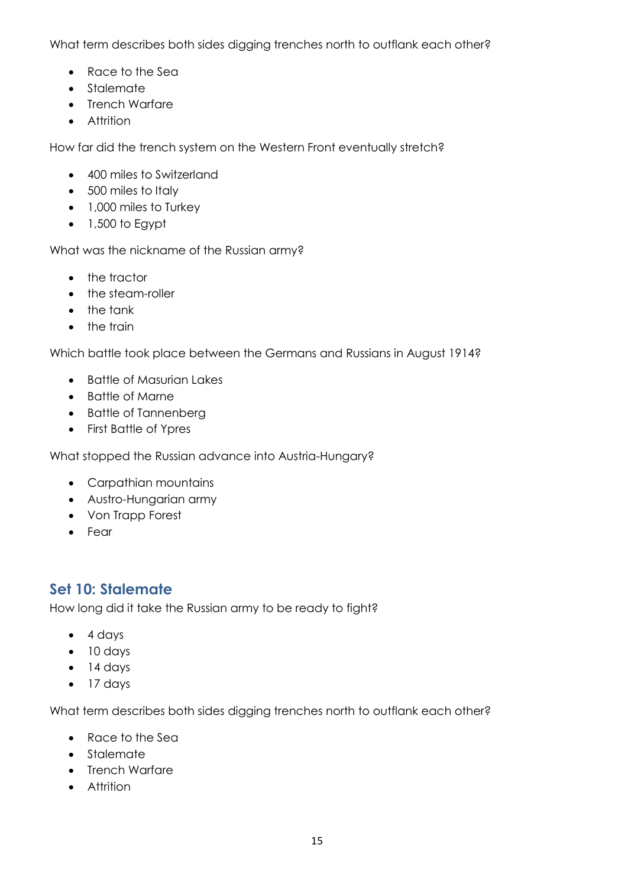What term describes both sides digging trenches north to outflank each other?

- Race to the Sea
- Stalemate
- Trench Warfare
- Attrition

How far did the trench system on the Western Front eventually stretch?

- 400 miles to Switzerland
- 500 miles to Italy
- 1,000 miles to Turkey
- 1,500 to Egypt

What was the nickname of the Russian army?

- the tractor
- the steam-roller
- the tank
- the train

Which battle took place between the Germans and Russians in August 1914?

- Battle of Masurian Lakes
- Battle of Marne
- Battle of Tannenberg
- First Battle of Ypres

What stopped the Russian advance into Austria-Hungary?

- Carpathian mountains
- Austro-Hungarian army
- Von Trapp Forest
- Fear

## Set 10: Stalemate

How long did it take the Russian army to be ready to fight?

- 4 days
- 10 days
- 14 days
- 17 days

What term describes both sides digging trenches north to outflank each other?

- Race to the Sea
- Stalemate
- Trench Warfare
- Attrition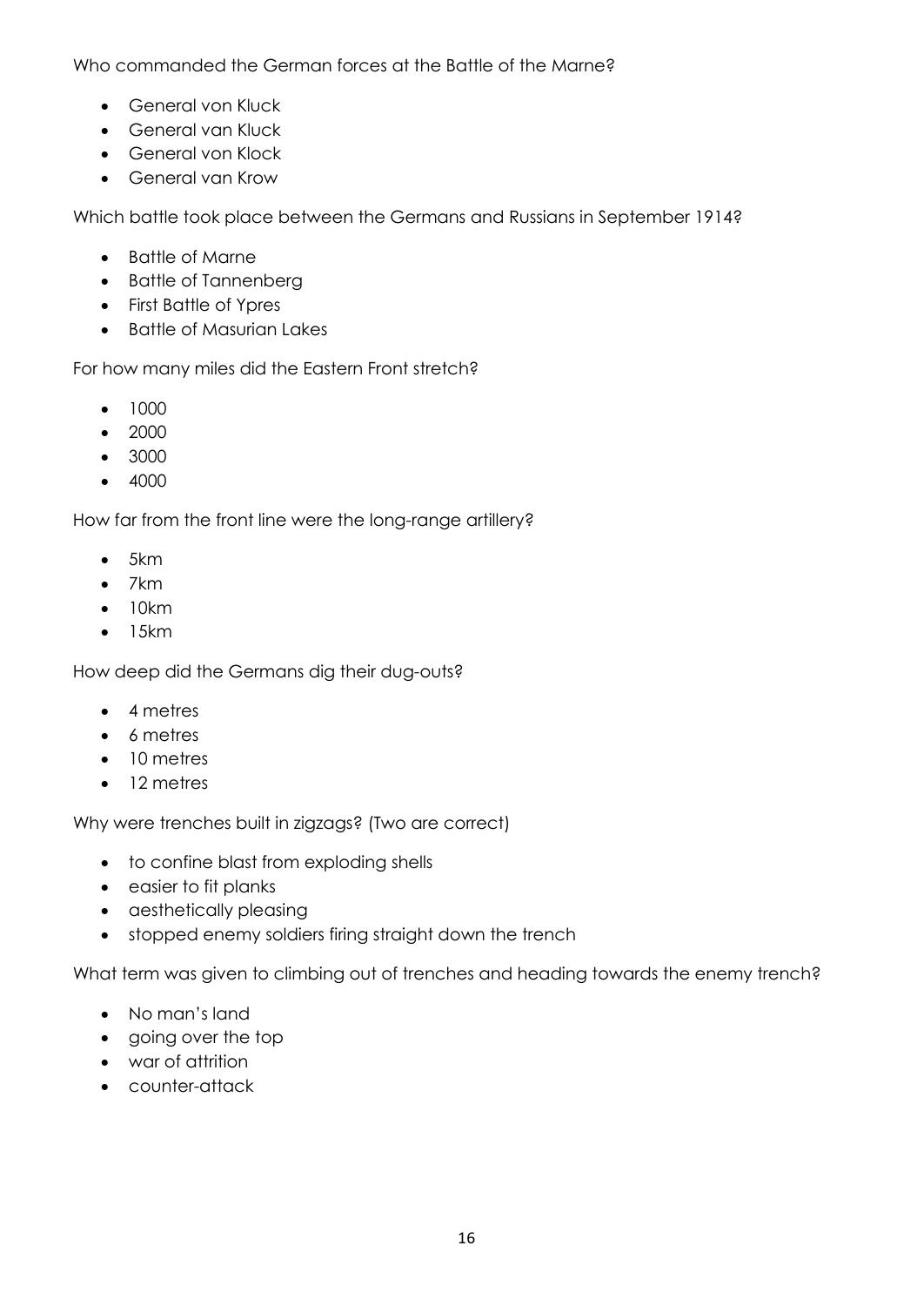Who commanded the German forces at the Battle of the Marne?

- General von Kluck
- General van Kluck
- General von Klock
- General van Krow

Which battle took place between the Germans and Russians in September 1914?

- Battle of Marne
- Battle of Tannenberg
- First Battle of Ypres
- Battle of Masurian Lakes

For how many miles did the Eastern Front stretch?

- 1000
- 2000
- 3000
- 4000

How far from the front line were the long-range artillery?

- 5km
- 7km
- 10km
- 15km

How deep did the Germans dig their dug-outs?

- 4 metres
- 6 metres
- 10 metres
- 12 metres

Why were trenches built in zigzags? (Two are correct)

- to confine blast from exploding shells
- easier to fit planks
- aesthetically pleasing
- stopped enemy soldiers firing straight down the trench

What term was given to climbing out of trenches and heading towards the enemy trench?

- No man's land
- going over the top
- war of attrition
- counter-attack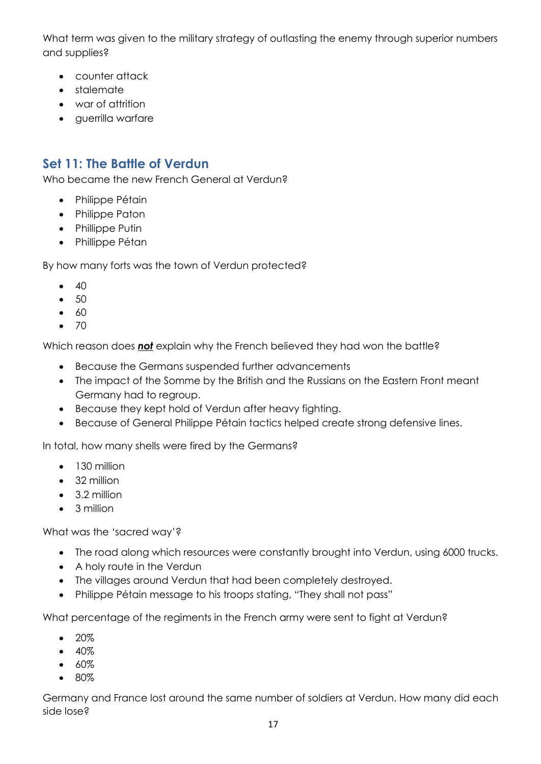What term was given to the military strategy of outlasting the enemy through superior numbers and supplies?

- counter attack
- stalemate
- war of attrition
- guerrilla warfare

## Set 11: The Battle of Verdun

Who became the new French General at Verdun?

- Philippe Pétain
- Philippe Paton
- Phillippe Putin
- Phillippe Pétan

By how many forts was the town of Verdun protected?

- 40
- 50
- 60
- 70

Which reason does ***not*** explain why the French believed they had won the battle?

- Because the Germans suspended further advancements
- The impact of the Somme by the British and the Russians on the Eastern Front meant Germany had to regroup.
- Because they kept hold of Verdun after heavy fighting.
- Because of General Philippe Pétain tactics helped create strong defensive lines.

In total, how many shells were fired by the Germans?

- 130 million
- 32 million
- 3.2 million
- 3 million

What was the 'sacred way'?

- The road along which resources were constantly brought into Verdun, using 6000 trucks.
- A holy route in the Verdun
- The villages around Verdun that had been completely destroyed.
- Philippe Pétain message to his troops stating, "They shall not pass"

What percentage of the regiments in the French army were sent to fight at Verdun?

- 20%
- 40%
- 60%
- 80%

Germany and France lost around the same number of soldiers at Verdun. How many did each side lose?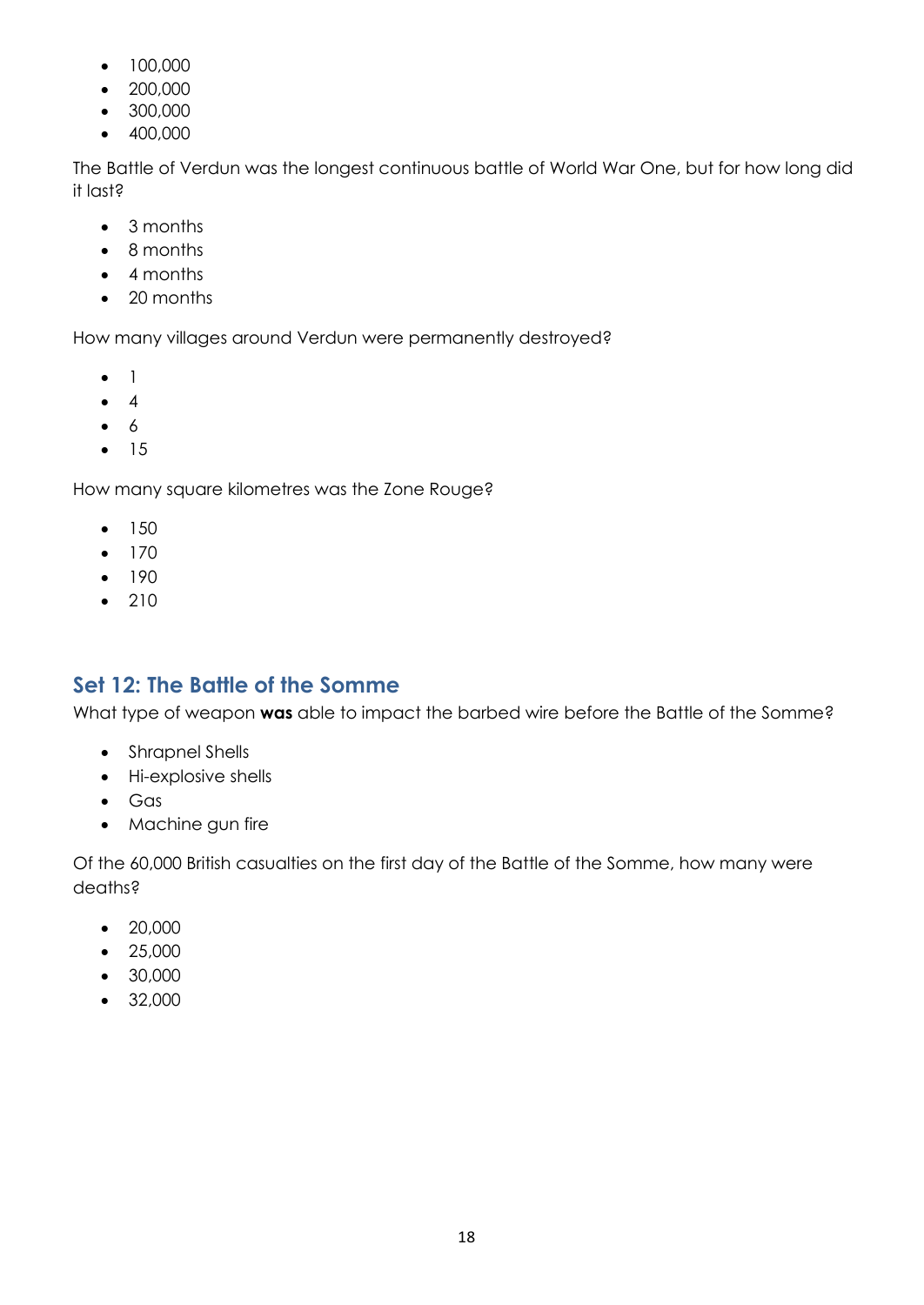- 100,000
- 200,000
- 300,000
- 400,000

The Battle of Verdun was the longest continuous battle of World War One, but for how long did it last?

- 3 months
- 8 months
- 4 months
- 20 months

How many villages around Verdun were permanently destroyed?

- 1
- 4
- 6
- 15

How many square kilometres was the Zone Rouge?

- 150
- 170
- 190
- 210

## Set 12: The Battle of the Somme

What type of weapon **was** able to impact the barbed wire before the Battle of the Somme?

- Shrapnel Shells
- Hi-explosive shells
- Gas
- Machine gun fire

Of the 60,000 British casualties on the first day of the Battle of the Somme, how many were deaths?

- 20,000
- 25,000
- 30,000
- 32,000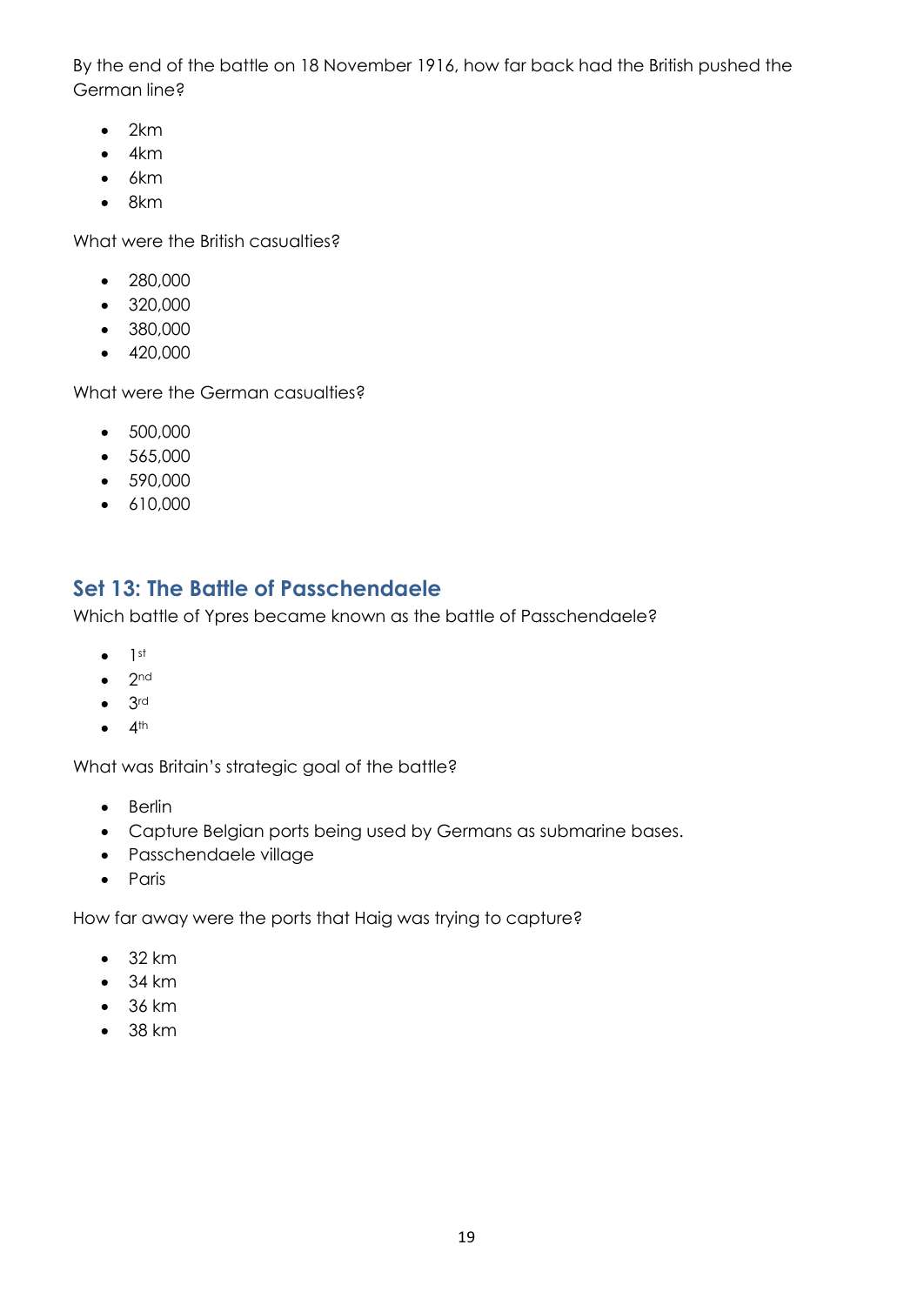By the end of the battle on 18 November 1916, how far back had the British pushed the German line?

- 2km
- 4km
- 6km
- 8km

What were the British casualties?

- 280,000
- 320,000
- 380,000
- 420,000

What were the German casualties?

- 500,000
- 565,000
- 590,000
- 610,000

## Set 13: The Battle of Passchendaele

Which battle of Ypres became known as the battle of Passchendaele?

- 1st
- 2nd
- 3rd
- 4th

What was Britain's strategic goal of the battle?

- Berlin
- Capture Belgian ports being used by Germans as submarine bases.
- Passchendaele village
- Paris

How far away were the ports that Haig was trying to capture?

- 32 km
- 34 km
- 36 km
- 38 km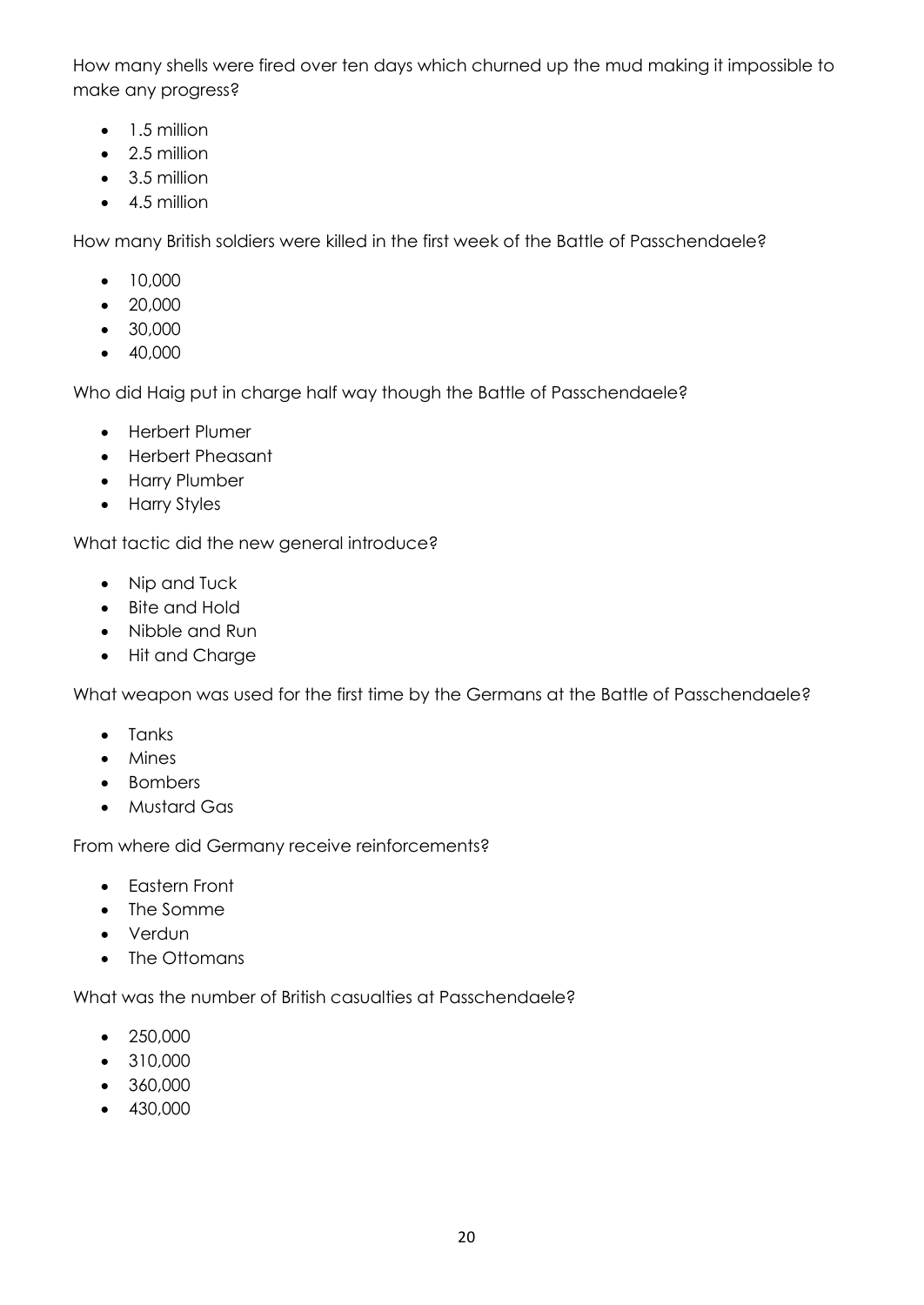How many shells were fired over ten days which churned up the mud making it impossible to make any progress?

- 1.5 million
- 2.5 million
- 3.5 million
- 4.5 million

How many British soldiers were killed in the first week of the Battle of Passchendaele?

- 10,000
- 20,000
- 30,000
- 40,000

Who did Haig put in charge half way though the Battle of Passchendaele?

- Herbert Plumer
- Herbert Pheasant
- Harry Plumber
- Harry Styles

What tactic did the new general introduce?

- Nip and Tuck
- Bite and Hold
- Nibble and Run
- Hit and Charge

What weapon was used for the first time by the Germans at the Battle of Passchendaele?

- Tanks
- Mines
- Bombers
- Mustard Gas

From where did Germany receive reinforcements?

- Eastern Front
- The Somme
- Verdun
- The Ottomans

What was the number of British casualties at Passchendaele?

- 250,000
- 310,000
- 360,000
- 430,000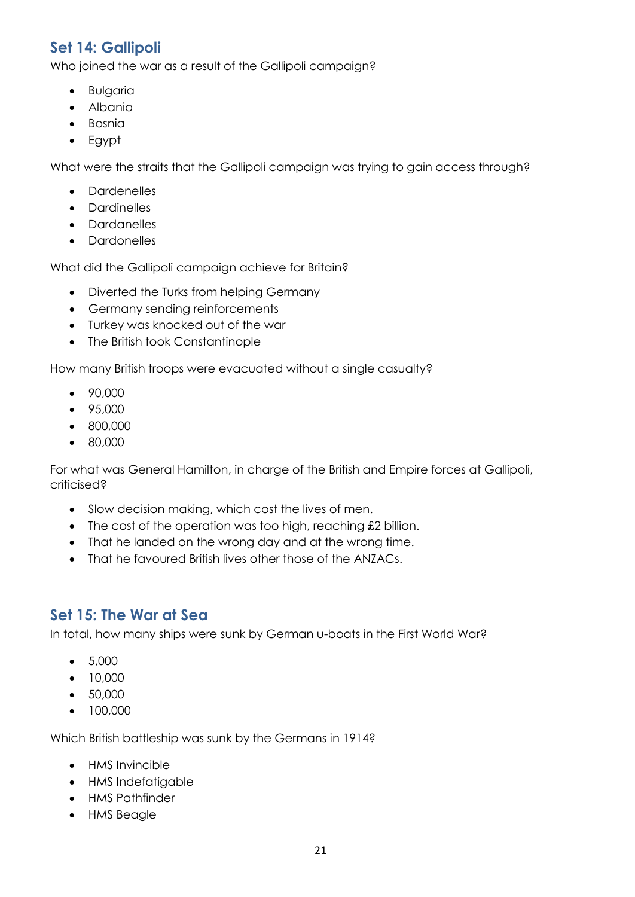## Set 14: Gallipoli

Who joined the war as a result of the Gallipoli campaign?

- Bulgaria
- Albania
- Bosnia
- Egypt

What were the straits that the Gallipoli campaign was trying to gain access through?

- Dardenelles
- Dardinelles
- Dardanelles
- Dardonelles

What did the Gallipoli campaign achieve for Britain?

- Diverted the Turks from helping Germany
- Germany sending reinforcements
- Turkey was knocked out of the war
- The British took Constantinople

How many British troops were evacuated without a single casualty?

- 90,000
- 95,000
- 800,000
- 80,000

For what was General Hamilton, in charge of the British and Empire forces at Gallipoli, criticised?

- Slow decision making, which cost the lives of men.
- The cost of the operation was too high, reaching £2 billion.
- That he landed on the wrong day and at the wrong time.
- That he favoured British lives other those of the ANZACs.

## Set 15: The War at Sea

In total, how many ships were sunk by German u-boats in the First World War?

- 5,000
- 10,000
- 50,000
- 100,000

Which British battleship was sunk by the Germans in 1914?

- HMS Invincible
- HMS Indefatigable
- HMS Pathfinder
- HMS Beagle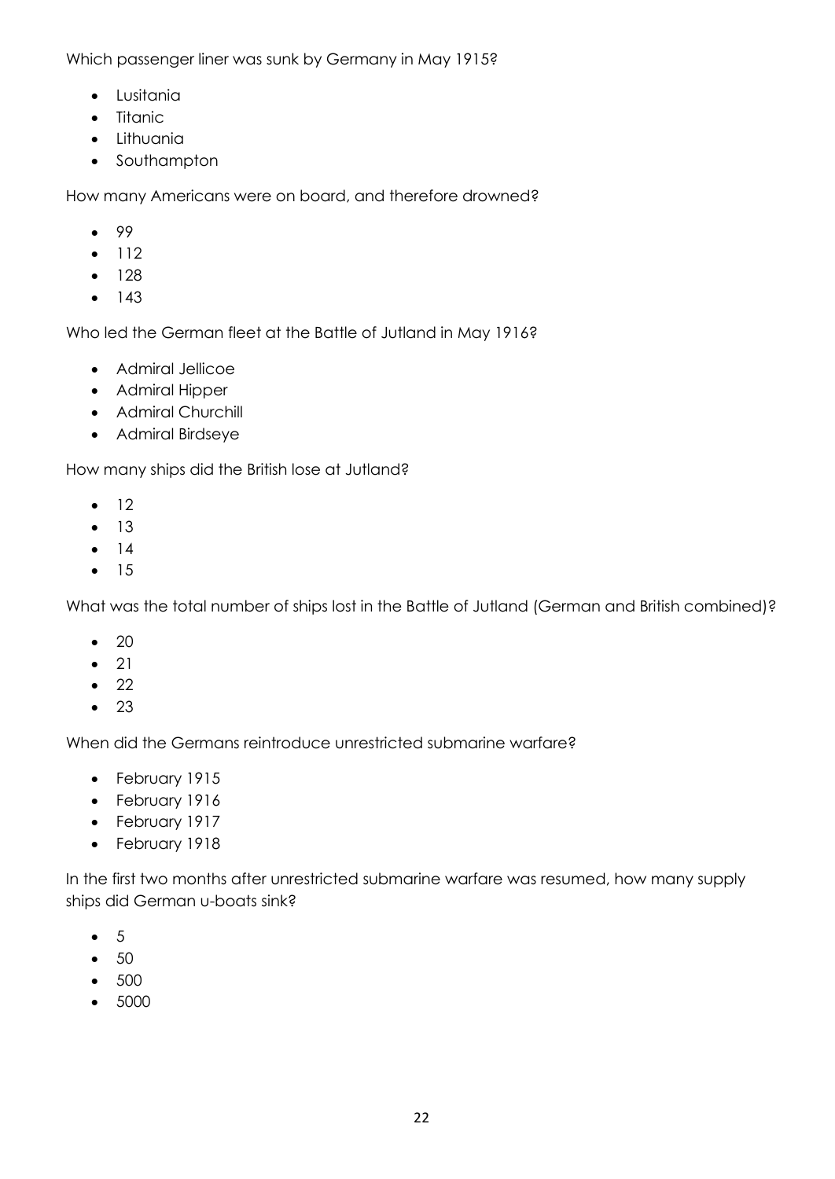Which passenger liner was sunk by Germany in May 1915?

- Lusitania
- Titanic
- Lithuania
- Southampton

How many Americans were on board, and therefore drowned?

- 99
- 112
- 128
- 143

Who led the German fleet at the Battle of Jutland in May 1916?

- Admiral Jellicoe
- Admiral Hipper
- Admiral Churchill
- Admiral Birdseye

How many ships did the British lose at Jutland?

- 12
- 13
- 14
- 15

What was the total number of ships lost in the Battle of Jutland (German and British combined)?

- 20
- 21
- 22
- 23

When did the Germans reintroduce unrestricted submarine warfare?

- February 1915
- February 1916
- February 1917
- February 1918

In the first two months after unrestricted submarine warfare was resumed, how many supply ships did German u-boats sink?

- 5
- 50
- 500
- 5000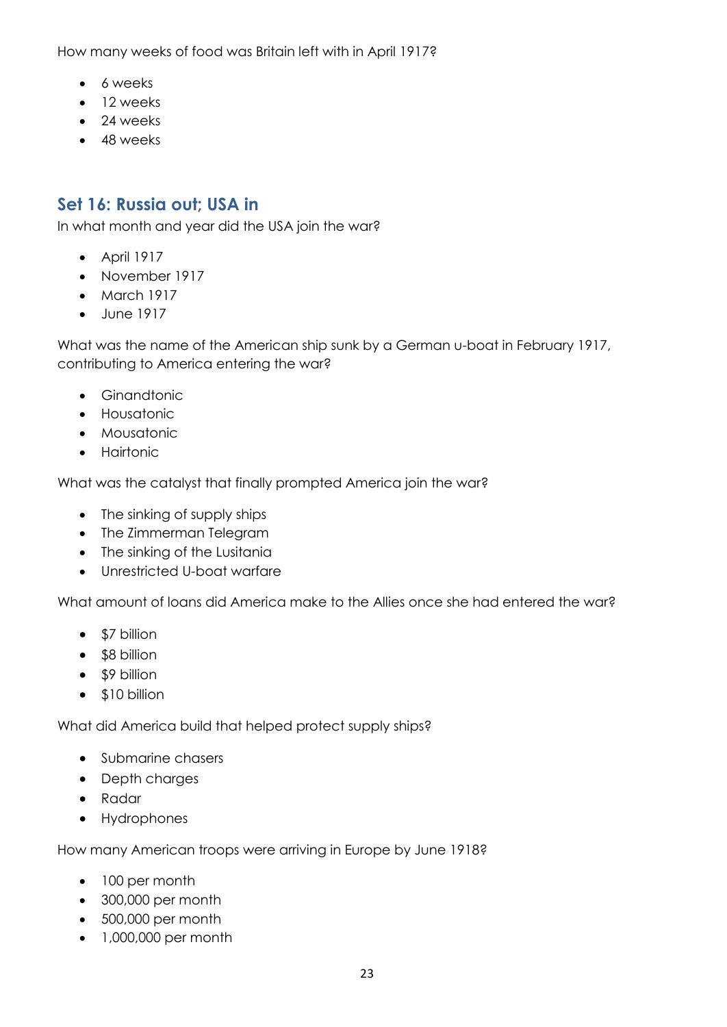How many weeks of food was Britain left with in April 1917?

- 6 weeks
- 12 weeks
- 24 weeks
- 48 weeks

## Set 16: Russia out; USA in

In what month and year did the USA join the war?

- April 1917
- November 1917
- March 1917
- June 1917

What was the name of the American ship sunk by a German u-boat in February 1917, contributing to America entering the war?

- Ginandtonic
- Housatonic
- Mousatonic
- Hairtonic

What was the catalyst that finally prompted America join the war?

- The sinking of supply ships
- The Zimmerman Telegram
- The sinking of the Lusitania
- Unrestricted U-boat warfare

What amount of loans did America make to the Allies once she had entered the war?

- $7 billion
- $8 billion
- $9 billion
- $10 billion

What did America build that helped protect supply ships?

- Submarine chasers
- Depth charges
- Radar
- Hydrophones

How many American troops were arriving in Europe by June 1918?

- 100 per month
- 300,000 per month
- 500,000 per month
- 1,000,000 per month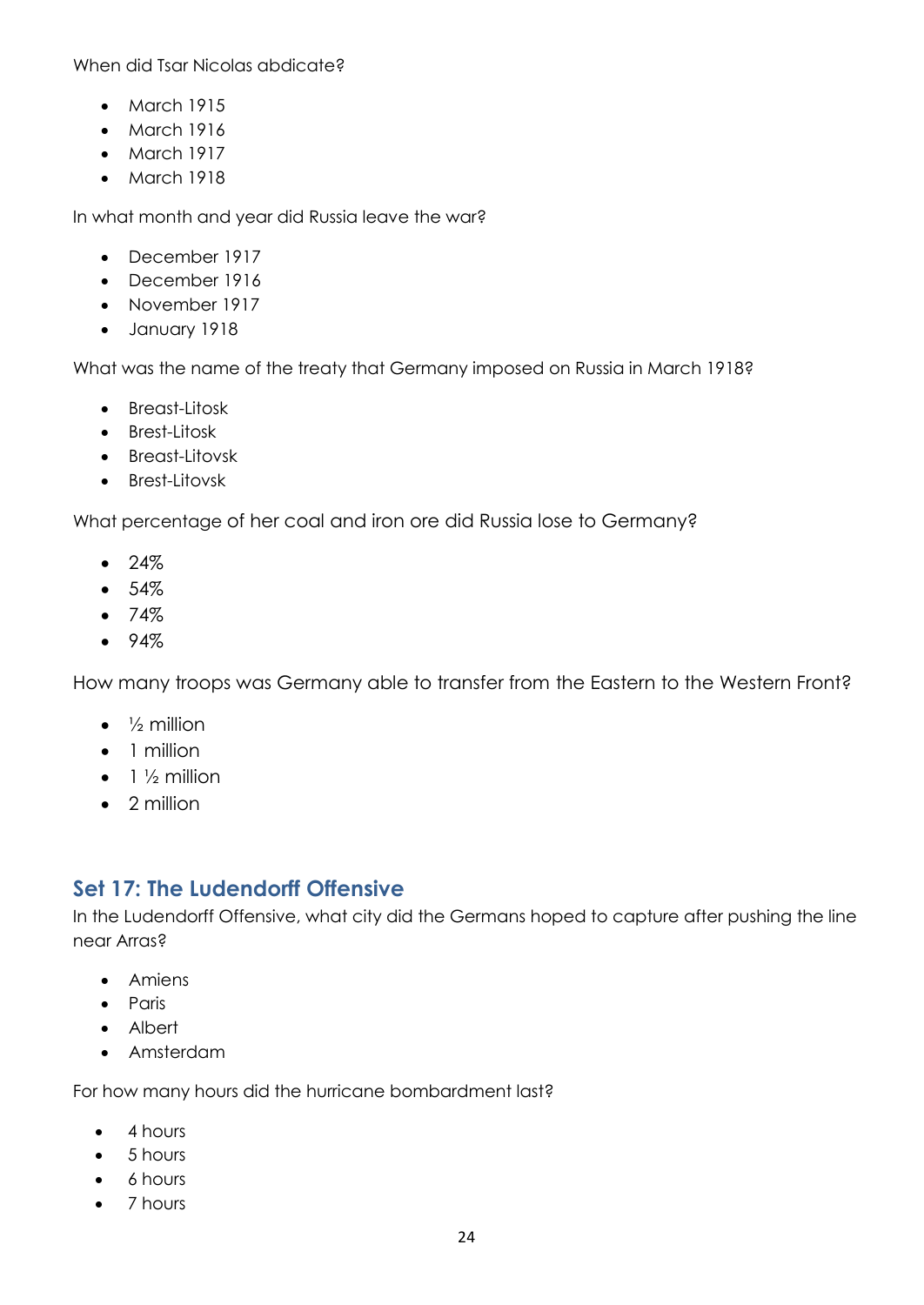When did Tsar Nicolas abdicate?

- March 1915
- March 1916
- March 1917
- March 1918

In what month and year did Russia leave the war?

- December 1917
- December 1916
- November 1917
- January 1918

What was the name of the treaty that Germany imposed on Russia in March 1918?

- Breast-Litosk
- Brest-Litosk
- Breast-Litovsk
- Brest-Litovsk

What percentage of her coal and iron ore did Russia lose to Germany?

- 24%
- 54%
- 74%
- 94%

How many troops was Germany able to transfer from the Eastern to the Western Front?

- ½ million
- 1 million
- 1 ½ million
- 2 million

## Set 17: The Ludendorff Offensive

In the Ludendorff Offensive, what city did the Germans hoped to capture after pushing the line near Arras?

- Amiens
- Paris
- Albert
- Amsterdam

For how many hours did the hurricane bombardment last?

- 4 hours
- 5 hours
- 6 hours
- 7 hours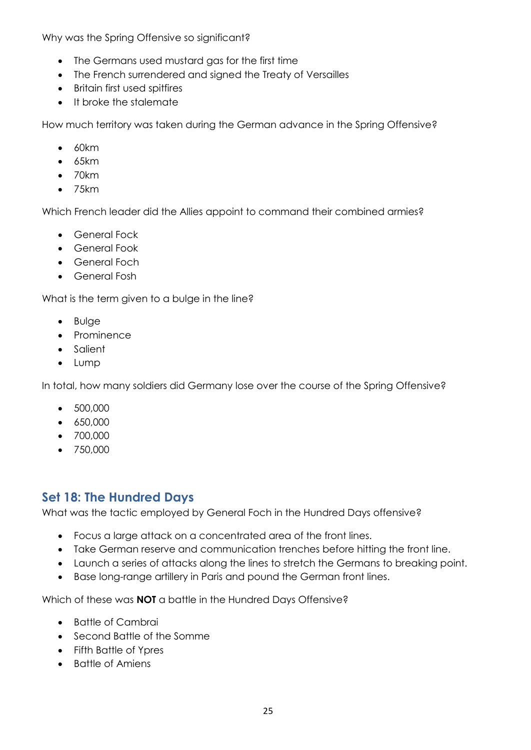Why was the Spring Offensive so significant?

- The Germans used mustard gas for the first time
- The French surrendered and signed the Treaty of Versailles
- Britain first used spitfires
- It broke the stalemate

How much territory was taken during the German advance in the Spring Offensive?

- 60km
- 65km
- 70km
- 75km

Which French leader did the Allies appoint to command their combined armies?

- General Fock
- General Fook
- General Foch
- General Fosh

What is the term given to a bulge in the line?

- Bulge
- Prominence
- Salient
- Lump

In total, how many soldiers did Germany lose over the course of the Spring Offensive?

- 500,000
- 650,000
- 700,000
- 750,000

## Set 18: The Hundred Days

What was the tactic employed by General Foch in the Hundred Days offensive?

- Focus a large attack on a concentrated area of the front lines.
- Take German reserve and communication trenches before hitting the front line.
- Launch a series of attacks along the lines to stretch the Germans to breaking point.
- Base long-range artillery in Paris and pound the German front lines.

Which of these was **NOT** a battle in the Hundred Days Offensive?

- Battle of Cambrai
- Second Battle of the Somme
- Fifth Battle of Ypres
- Battle of Amiens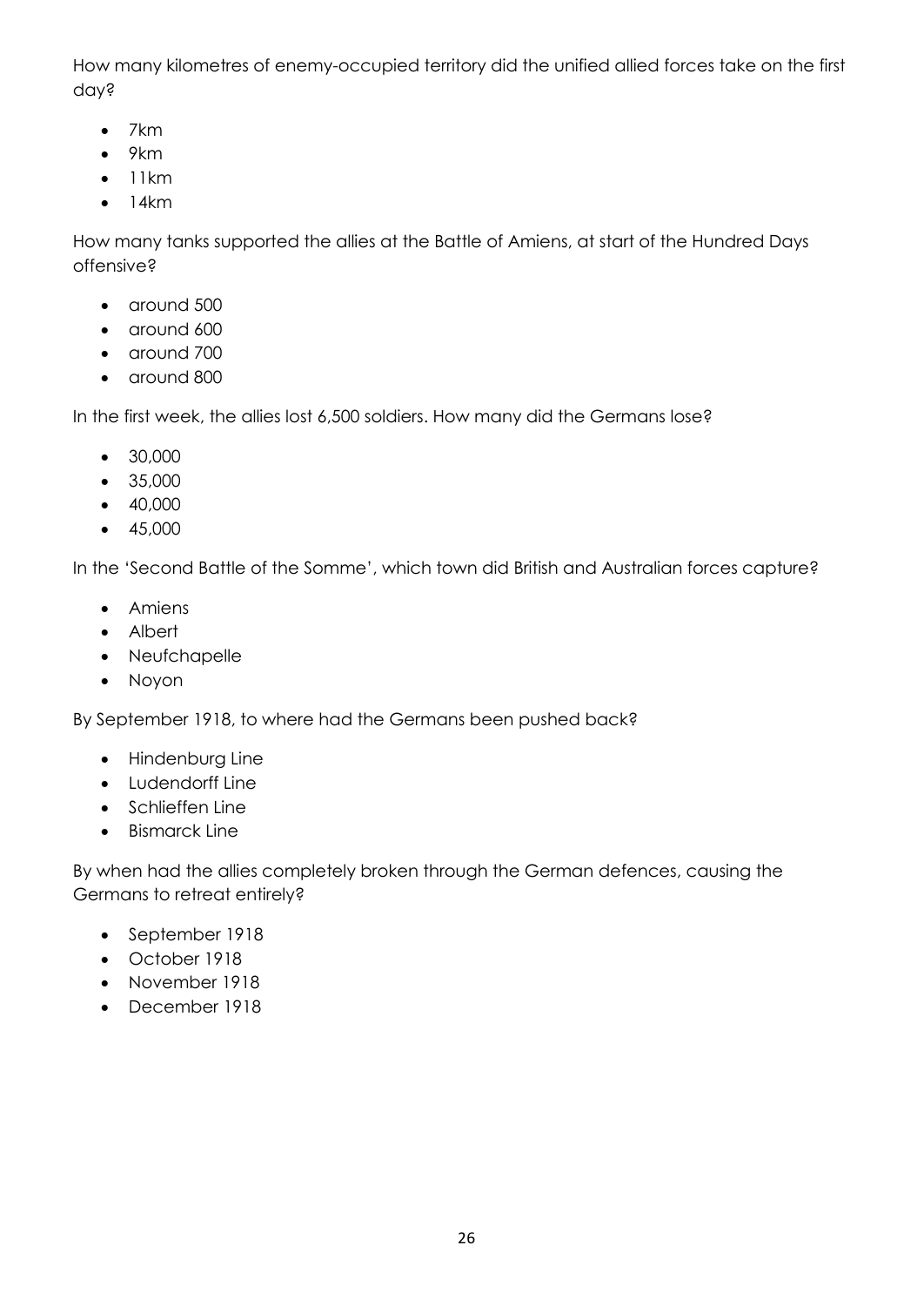How many kilometres of enemy-occupied territory did the unified allied forces take on the first day?

- 7km
- 9km
- 11km
- 14km

How many tanks supported the allies at the Battle of Amiens, at start of the Hundred Days offensive?

- around 500
- around 600
- around 700
- around 800

In the first week, the allies lost 6,500 soldiers. How many did the Germans lose?

- 30,000
- 35,000
- 40,000
- 45,000

In the 'Second Battle of the Somme', which town did British and Australian forces capture?

- Amiens
- Albert
- Neufchapelle
- Noyon

By September 1918, to where had the Germans been pushed back?

- Hindenburg Line
- Ludendorff Line
- Schlieffen Line
- Bismarck Line

By when had the allies completely broken through the German defences, causing the Germans to retreat entirely?

- September 1918
- October 1918
- November 1918
- December 1918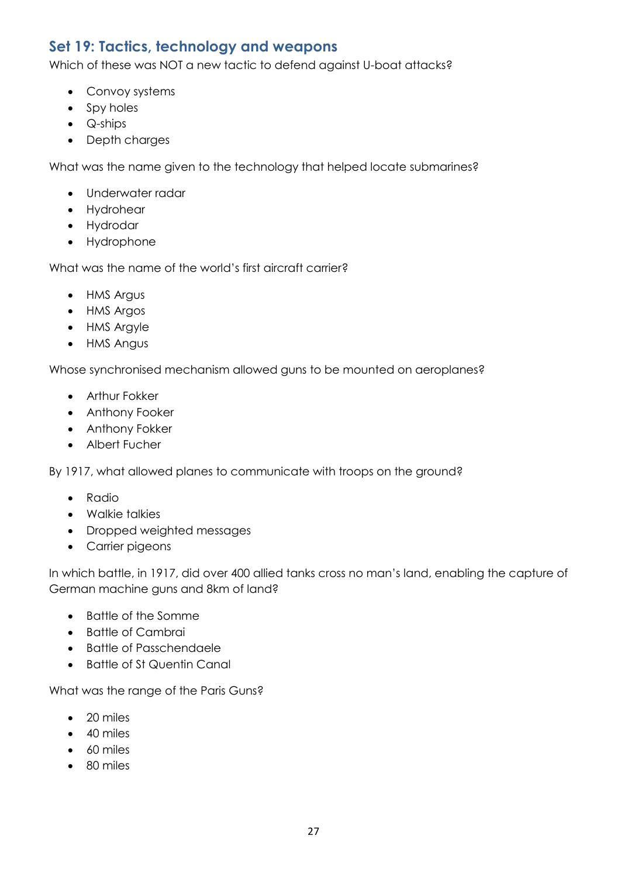## Set 19: Tactics, technology and weapons

Which of these was NOT a new tactic to defend against U-boat attacks?

- Convoy systems
- Spy holes
- Q-ships
- Depth charges

What was the name given to the technology that helped locate submarines?

- Underwater radar
- Hydrohear
- Hydrodar
- Hydrophone

What was the name of the world's first aircraft carrier?

- HMS Argus
- HMS Argos
- HMS Argyle
- HMS Angus

Whose synchronised mechanism allowed guns to be mounted on aeroplanes?

- Arthur Fokker
- Anthony Fooker
- Anthony Fokker
- Albert Fucher

By 1917, what allowed planes to communicate with troops on the ground?

- Radio
- Walkie talkies
- Dropped weighted messages
- Carrier pigeons

In which battle, in 1917, did over 400 allied tanks cross no man's land, enabling the capture of German machine guns and 8km of land?

- Battle of the Somme
- Battle of Cambrai
- Battle of Passchendaele
- Battle of St Quentin Canal

What was the range of the Paris Guns?

- 20 miles
- 40 miles
- 60 miles
- 80 miles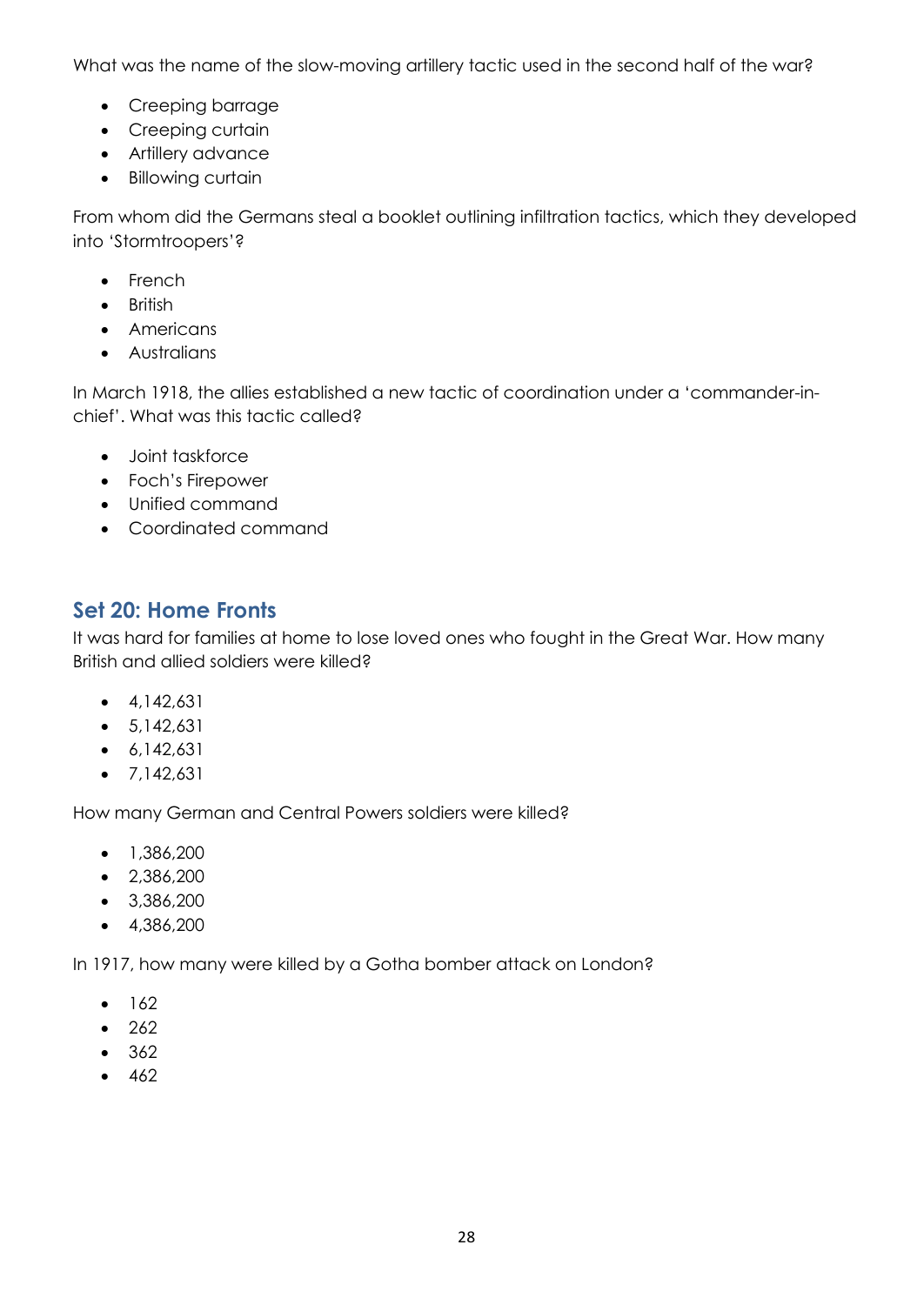What was the name of the slow-moving artillery tactic used in the second half of the war?

- Creeping barrage
- Creeping curtain
- Artillery advance
- Billowing curtain

From whom did the Germans steal a booklet outlining infiltration tactics, which they developed into 'Stormtroopers'?

- French
- British
- Americans
- Australians

In March 1918, the allies established a new tactic of coordination under a 'commander-in-chief'. What was this tactic called?

- Joint taskforce
- Foch's Firepower
- Unified command
- Coordinated command

## Set 20: Home Fronts

It was hard for families at home to lose loved ones who fought in the Great War. How many British and allied soldiers were killed?

- 4,142,631
- 5,142,631
- 6,142,631
- 7,142,631

How many German and Central Powers soldiers were killed?

- 1,386,200
- 2,386,200
- 3,386,200
- 4,386,200

In 1917, how many were killed by a Gotha bomber attack on London?

- 162
- 262
- 362
- 462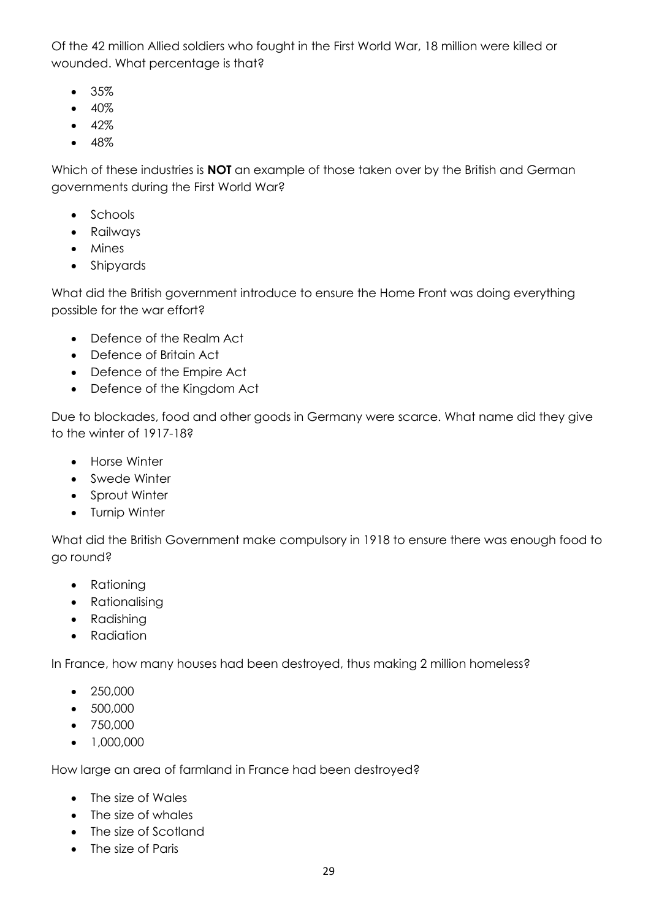Of the 42 million Allied soldiers who fought in the First World War, 18 million were killed or wounded. What percentage is that?

- 35%
- 40%
- 42%
- 48%

Which of these industries is **NOT** an example of those taken over by the British and German governments during the First World War?

- Schools
- Railways
- Mines
- Shipyards

What did the British government introduce to ensure the Home Front was doing everything possible for the war effort?

- Defence of the Realm Act
- Defence of Britain Act
- Defence of the Empire Act
- Defence of the Kingdom Act

Due to blockades, food and other goods in Germany were scarce. What name did they give to the winter of 1917-18?

- Horse Winter
- Swede Winter
- Sprout Winter
- Turnip Winter

What did the British Government make compulsory in 1918 to ensure there was enough food to go round?

- Rationing
- Rationalising
- Radishing
- Radiation

In France, how many houses had been destroyed, thus making 2 million homeless?

- 250,000
- 500,000
- 750,000
- 1,000,000

How large an area of farmland in France had been destroyed?

- The size of Wales
- The size of whales
- The size of Scotland
- The size of Paris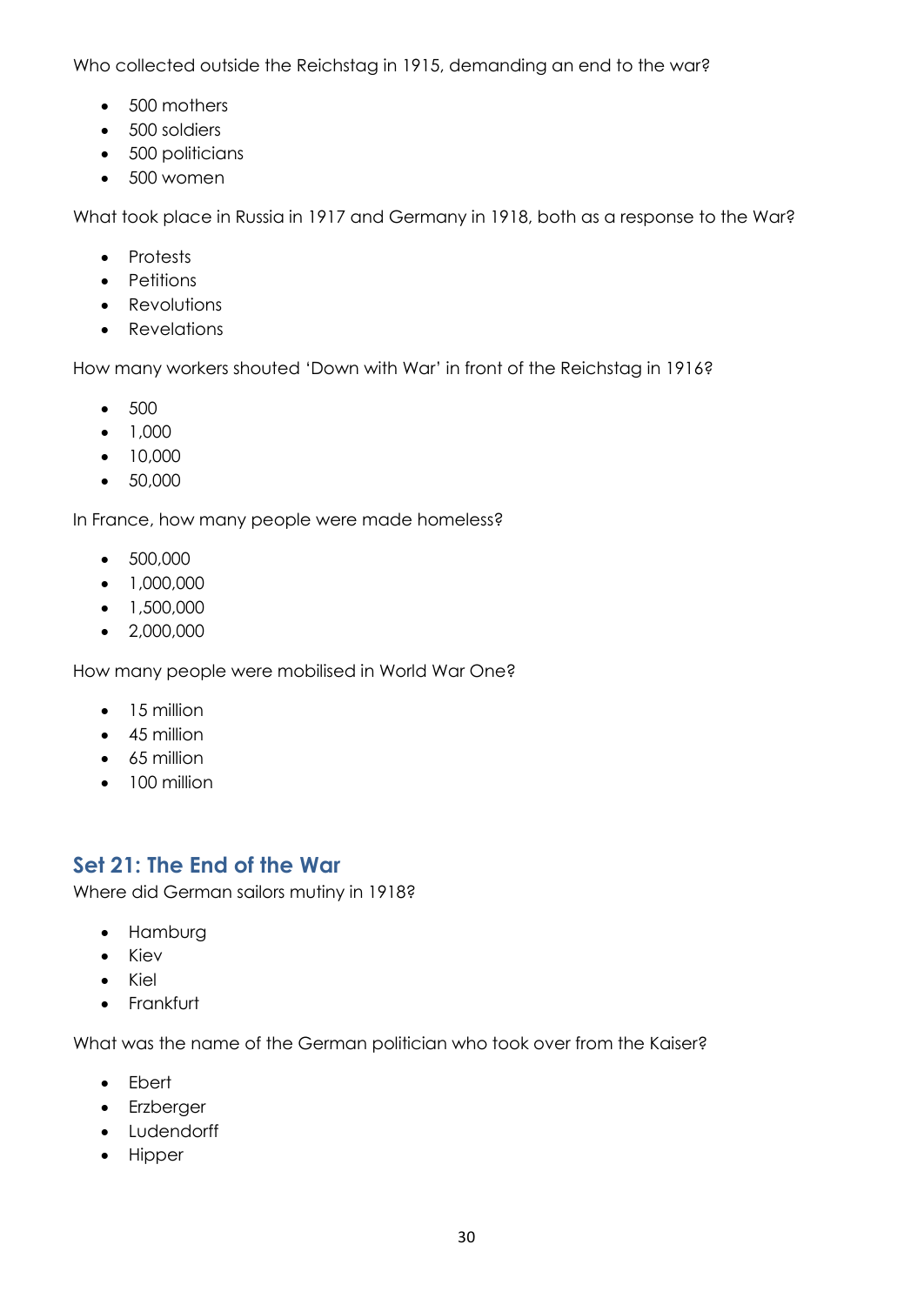Who collected outside the Reichstag in 1915, demanding an end to the war?

- 500 mothers
- 500 soldiers
- 500 politicians
- 500 women

What took place in Russia in 1917 and Germany in 1918, both as a response to the War?

- Protests
- Petitions
- Revolutions
- Revelations

How many workers shouted 'Down with War' in front of the Reichstag in 1916?

- 500
- 1,000
- 10,000
- 50,000

In France, how many people were made homeless?

- 500,000
- 1,000,000
- 1,500,000
- 2,000,000

How many people were mobilised in World War One?

- 15 million
- 45 million
- 65 million
- 100 million

## Set 21: The End of the War

Where did German sailors mutiny in 1918?

- Hamburg
- Kiev
- Kiel
- Frankfurt

What was the name of the German politician who took over from the Kaiser?

- Ebert
- Erzberger
- Ludendorff
- Hipper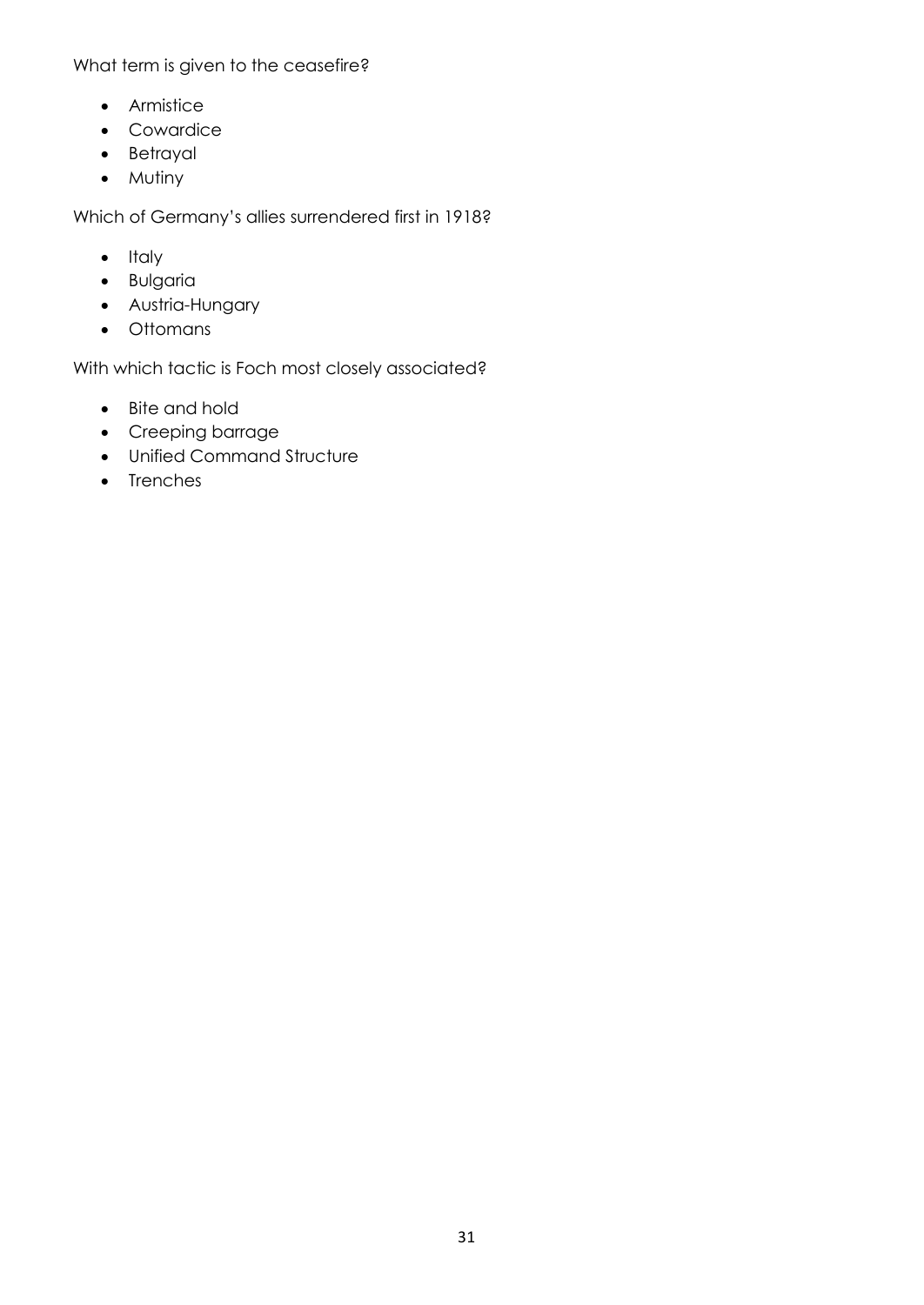What term is given to the ceasefire?

- Armistice
- Cowardice
- Betrayal
- Mutiny

Which of Germany's allies surrendered first in 1918?

- Italy
- Bulgaria
- Austria-Hungary
- Ottomans

With which tactic is Foch most closely associated?

- Bite and hold
- Creeping barrage
- Unified Command Structure
- Trenches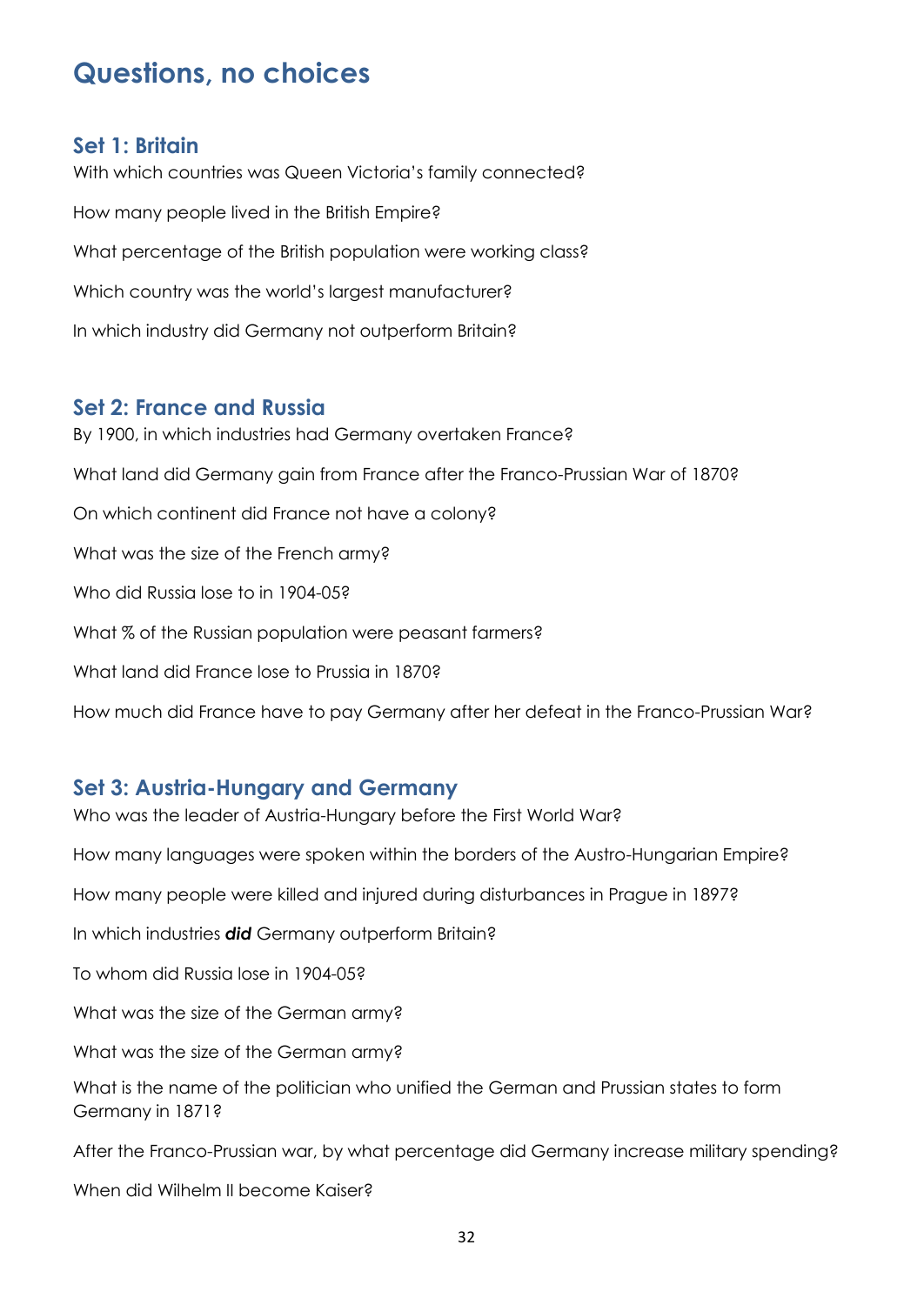# Questions, no choices

## Set 1: Britain

With which countries was Queen Victoria's family connected?

How many people lived in the British Empire?

What percentage of the British population were working class?

Which country was the world's largest manufacturer?

In which industry did Germany not outperform Britain?

## Set 2: France and Russia

By 1900, in which industries had Germany overtaken France?

What land did Germany gain from France after the Franco-Prussian War of 1870?

On which continent did France not have a colony?

What was the size of the French army?

Who did Russia lose to in 1904-05?

What % of the Russian population were peasant farmers?

What land did France lose to Prussia in 1870?

How much did France have to pay Germany after her defeat in the Franco-Prussian War?

## Set 3: Austria-Hungary and Germany

Who was the leader of Austria-Hungary before the First World War?

How many languages were spoken within the borders of the Austro-Hungarian Empire?

How many people were killed and injured during disturbances in Prague in 1897?

In which industries ***did*** Germany outperform Britain?

To whom did Russia lose in 1904-05?

What was the size of the German army?

What was the size of the German army?

What is the name of the politician who unified the German and Prussian states to form Germany in 1871?

After the Franco-Prussian war, by what percentage did Germany increase military spending?

When did Wilhelm II become Kaiser?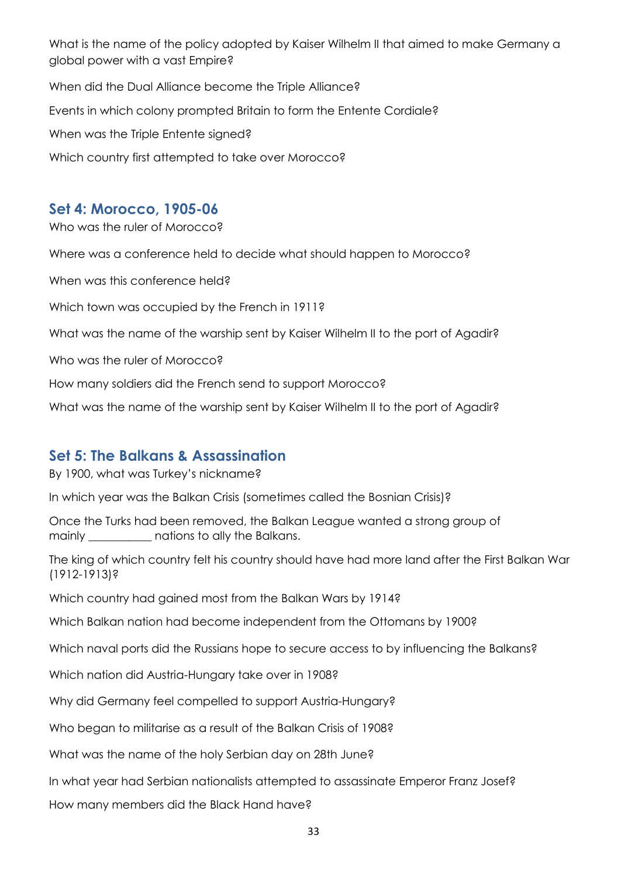What is the name of the policy adopted by Kaiser Wilhelm II that aimed to make Germany a global power with a vast Empire?

When did the Dual Alliance become the Triple Alliance?

Events in which colony prompted Britain to form the Entente Cordiale?

When was the Triple Entente signed?

Which country first attempted to take over Morocco?

## Set 4: Morocco, 1905-06

Who was the ruler of Morocco?

Where was a conference held to decide what should happen to Morocco?

When was this conference held?

Which town was occupied by the French in 1911?

What was the name of the warship sent by Kaiser Wilhelm II to the port of Agadir?

Who was the ruler of Morocco?

How many soldiers did the French send to support Morocco?

What was the name of the warship sent by Kaiser Wilhelm II to the port of Agadir?

## Set 5: The Balkans & Assassination

By 1900, what was Turkey's nickname?

In which year was the Balkan Crisis (sometimes called the Bosnian Crisis)?

Once the Turks had been removed, the Balkan League wanted a strong group of mainly ___________ nations to ally the Balkans.

The king of which country felt his country should have had more land after the First Balkan War (1912-1913)?

Which country had gained most from the Balkan Wars by 1914?

Which Balkan nation had become independent from the Ottomans by 1900?

Which naval ports did the Russians hope to secure access to by influencing the Balkans?

Which nation did Austria-Hungary take over in 1908?

Why did Germany feel compelled to support Austria-Hungary?

Who began to militarise as a result of the Balkan Crisis of 1908?

What was the name of the holy Serbian day on 28th June?

In what year had Serbian nationalists attempted to assassinate Emperor Franz Josef?

How many members did the Black Hand have?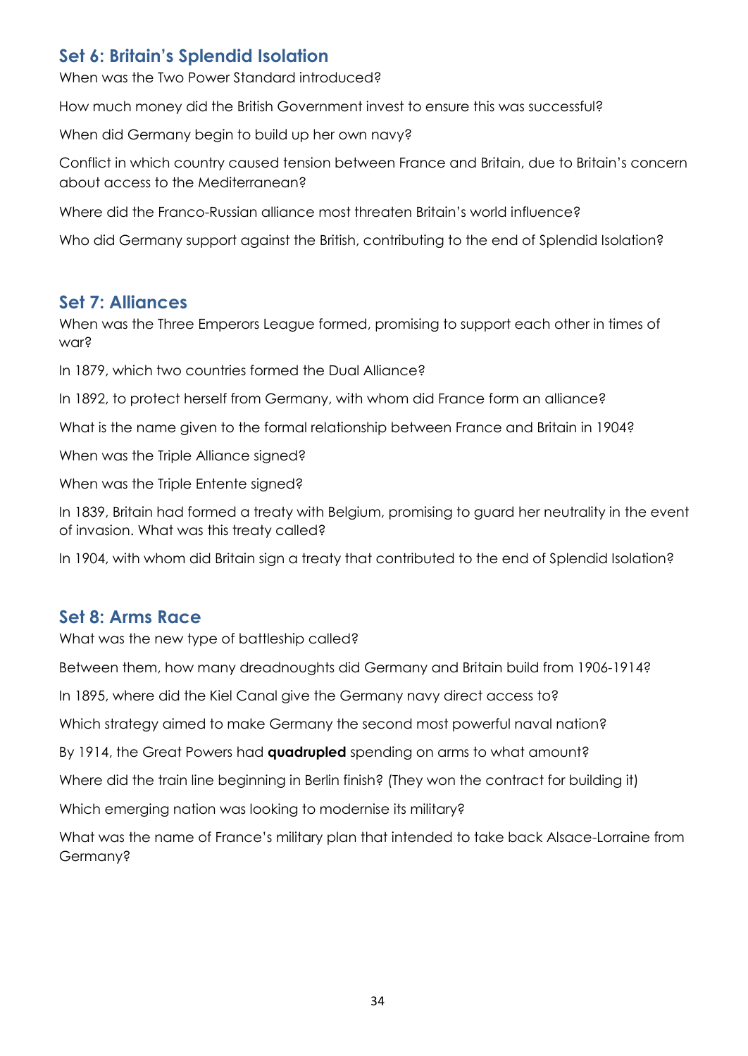## Set 6: Britain's Splendid Isolation

When was the Two Power Standard introduced?

How much money did the British Government invest to ensure this was successful?

When did Germany begin to build up her own navy?

Conflict in which country caused tension between France and Britain, due to Britain's concern about access to the Mediterranean?

Where did the Franco-Russian alliance most threaten Britain's world influence?

Who did Germany support against the British, contributing to the end of Splendid Isolation?

## Set 7: Alliances

When was the Three Emperors League formed, promising to support each other in times of war?

In 1879, which two countries formed the Dual Alliance?

In 1892, to protect herself from Germany, with whom did France form an alliance?

What is the name given to the formal relationship between France and Britain in 1904?

When was the Triple Alliance signed?

When was the Triple Entente signed?

In 1839, Britain had formed a treaty with Belgium, promising to guard her neutrality in the event of invasion. What was this treaty called?

In 1904, with whom did Britain sign a treaty that contributed to the end of Splendid Isolation?

## Set 8: Arms Race

What was the new type of battleship called?

Between them, how many dreadnoughts did Germany and Britain build from 1906-1914?

In 1895, where did the Kiel Canal give the Germany navy direct access to?

Which strategy aimed to make Germany the second most powerful naval nation?

By 1914, the Great Powers had **quadrupled** spending on arms to what amount?

Where did the train line beginning in Berlin finish? (They won the contract for building it)

Which emerging nation was looking to modernise its military?

What was the name of France's military plan that intended to take back Alsace-Lorraine from Germany?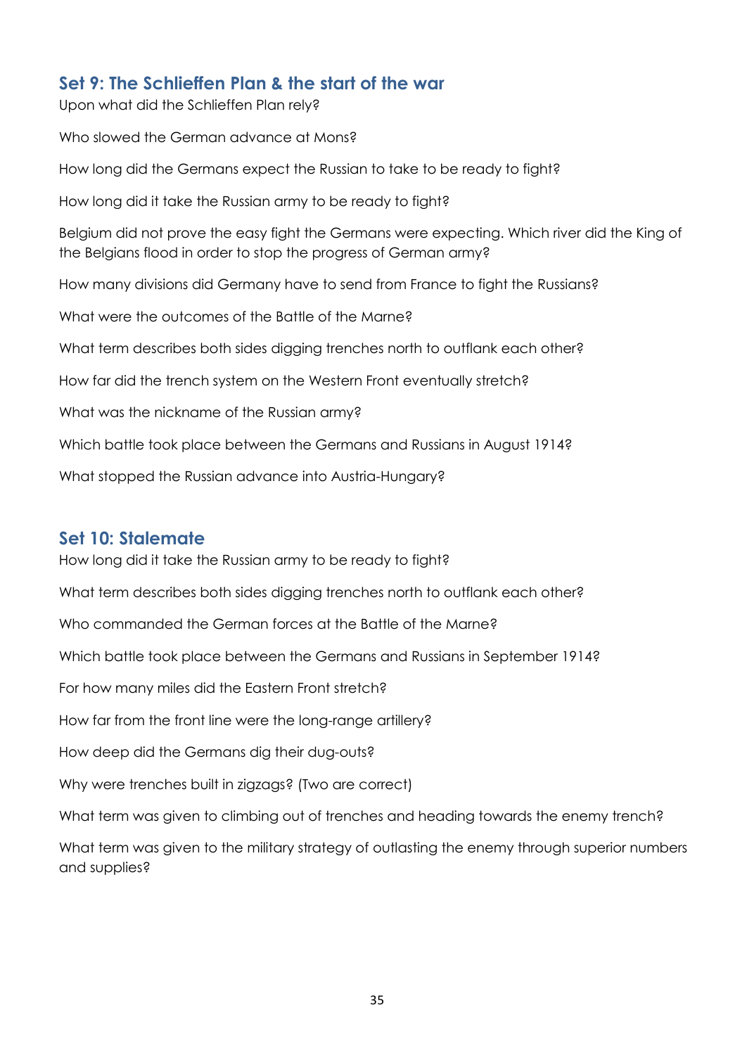## Set 9: The Schlieffen Plan & the start of the war

Upon what did the Schlieffen Plan rely?

Who slowed the German advance at Mons?

How long did the Germans expect the Russian to take to be ready to fight?

How long did it take the Russian army to be ready to fight?

Belgium did not prove the easy fight the Germans were expecting. Which river did the King of the Belgians flood in order to stop the progress of German army?

How many divisions did Germany have to send from France to fight the Russians?

What were the outcomes of the Battle of the Marne?

What term describes both sides digging trenches north to outflank each other?

How far did the trench system on the Western Front eventually stretch?

What was the nickname of the Russian army?

Which battle took place between the Germans and Russians in August 1914?

What stopped the Russian advance into Austria-Hungary?

## Set 10: Stalemate

How long did it take the Russian army to be ready to fight?

What term describes both sides digging trenches north to outflank each other?

Who commanded the German forces at the Battle of the Marne?

Which battle took place between the Germans and Russians in September 1914?

For how many miles did the Eastern Front stretch?

How far from the front line were the long-range artillery?

How deep did the Germans dig their dug-outs?

Why were trenches built in zigzags? (Two are correct)

What term was given to climbing out of trenches and heading towards the enemy trench?

What term was given to the military strategy of outlasting the enemy through superior numbers and supplies?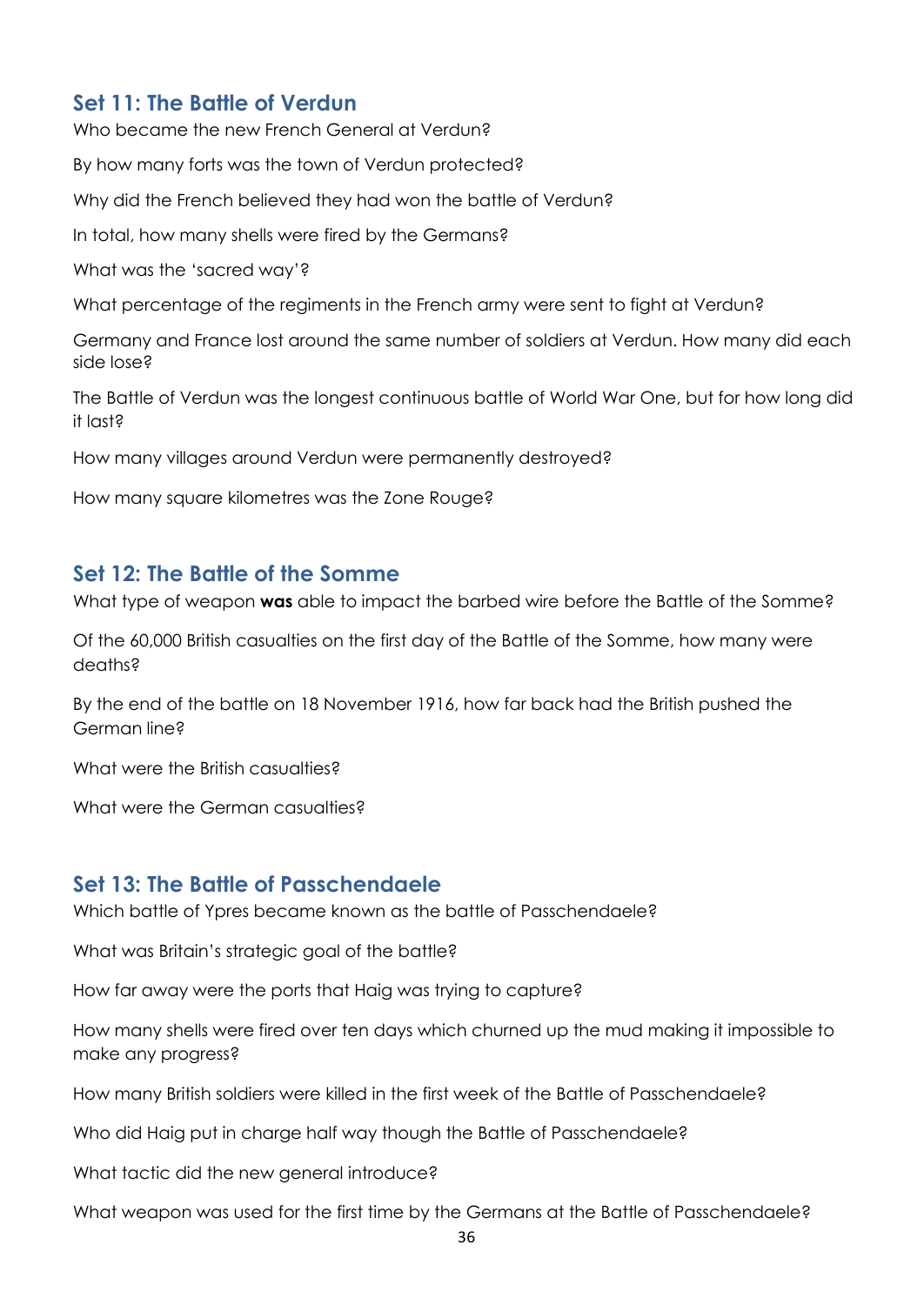## Set 11: The Battle of Verdun

Who became the new French General at Verdun?

By how many forts was the town of Verdun protected?

Why did the French believed they had won the battle of Verdun?

In total, how many shells were fired by the Germans?

What was the 'sacred way'?

What percentage of the regiments in the French army were sent to fight at Verdun?

Germany and France lost around the same number of soldiers at Verdun. How many did each side lose?

The Battle of Verdun was the longest continuous battle of World War One, but for how long did it last?

How many villages around Verdun were permanently destroyed?

How many square kilometres was the Zone Rouge?

## Set 12: The Battle of the Somme

What type of weapon **was** able to impact the barbed wire before the Battle of the Somme?

Of the 60,000 British casualties on the first day of the Battle of the Somme, how many were deaths?

By the end of the battle on 18 November 1916, how far back had the British pushed the German line?

What were the British casualties?

What were the German casualties?

## Set 13: The Battle of Passchendaele

Which battle of Ypres became known as the battle of Passchendaele?

What was Britain's strategic goal of the battle?

How far away were the ports that Haig was trying to capture?

How many shells were fired over ten days which churned up the mud making it impossible to make any progress?

How many British soldiers were killed in the first week of the Battle of Passchendaele?

Who did Haig put in charge half way though the Battle of Passchendaele?

What tactic did the new general introduce?

What weapon was used for the first time by the Germans at the Battle of Passchendaele?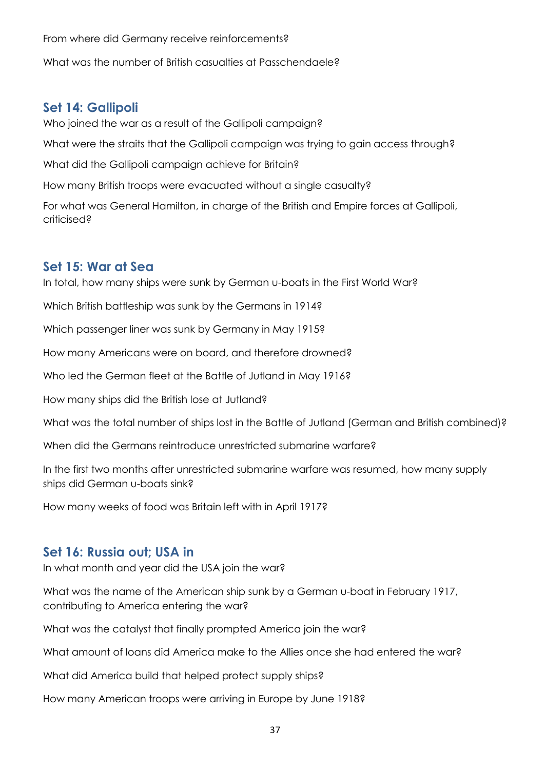From where did Germany receive reinforcements?

What was the number of British casualties at Passchendaele?

## Set 14: Gallipoli

Who joined the war as a result of the Gallipoli campaign?

What were the straits that the Gallipoli campaign was trying to gain access through?

What did the Gallipoli campaign achieve for Britain?

How many British troops were evacuated without a single casualty?

For what was General Hamilton, in charge of the British and Empire forces at Gallipoli, criticised?

## Set 15: War at Sea

In total, how many ships were sunk by German u-boats in the First World War?

Which British battleship was sunk by the Germans in 1914?

Which passenger liner was sunk by Germany in May 1915?

How many Americans were on board, and therefore drowned?

Who led the German fleet at the Battle of Jutland in May 1916?

How many ships did the British lose at Jutland?

What was the total number of ships lost in the Battle of Jutland (German and British combined)?

When did the Germans reintroduce unrestricted submarine warfare?

In the first two months after unrestricted submarine warfare was resumed, how many supply ships did German u-boats sink?

How many weeks of food was Britain left with in April 1917?

## Set 16: Russia out; USA in

In what month and year did the USA join the war?

What was the name of the American ship sunk by a German u-boat in February 1917, contributing to America entering the war?

What was the catalyst that finally prompted America join the war?

What amount of loans did America make to the Allies once she had entered the war?

What did America build that helped protect supply ships?

How many American troops were arriving in Europe by June 1918?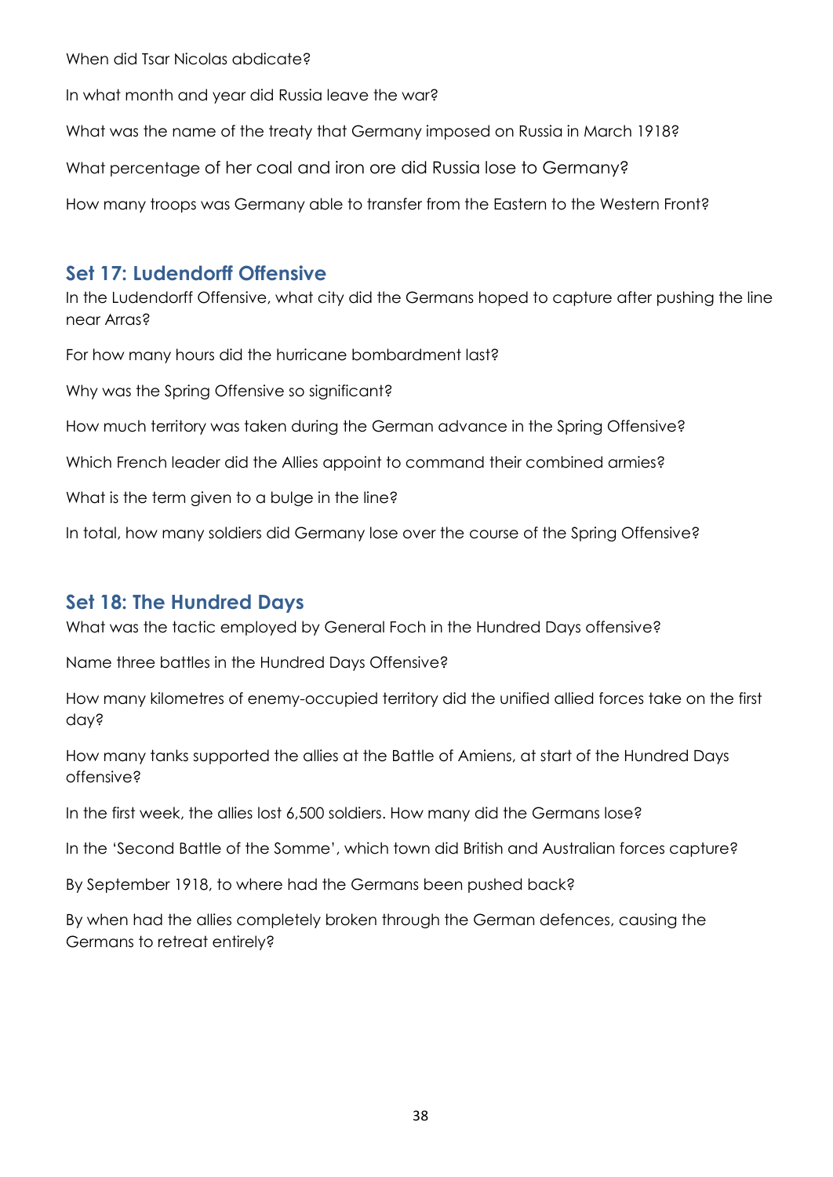When did Tsar Nicolas abdicate?

In what month and year did Russia leave the war?

What was the name of the treaty that Germany imposed on Russia in March 1918?

What percentage of her coal and iron ore did Russia lose to Germany?

How many troops was Germany able to transfer from the Eastern to the Western Front?

## Set 17: Ludendorff Offensive

In the Ludendorff Offensive, what city did the Germans hoped to capture after pushing the line near Arras?

For how many hours did the hurricane bombardment last?

Why was the Spring Offensive so significant?

How much territory was taken during the German advance in the Spring Offensive?

Which French leader did the Allies appoint to command their combined armies?

What is the term given to a bulge in the line?

In total, how many soldiers did Germany lose over the course of the Spring Offensive?

## Set 18: The Hundred Days

What was the tactic employed by General Foch in the Hundred Days offensive?

Name three battles in the Hundred Days Offensive?

How many kilometres of enemy-occupied territory did the unified allied forces take on the first day?

How many tanks supported the allies at the Battle of Amiens, at start of the Hundred Days offensive?

In the first week, the allies lost 6,500 soldiers. How many did the Germans lose?

In the 'Second Battle of the Somme', which town did British and Australian forces capture?

By September 1918, to where had the Germans been pushed back?

By when had the allies completely broken through the German defences, causing the Germans to retreat entirely?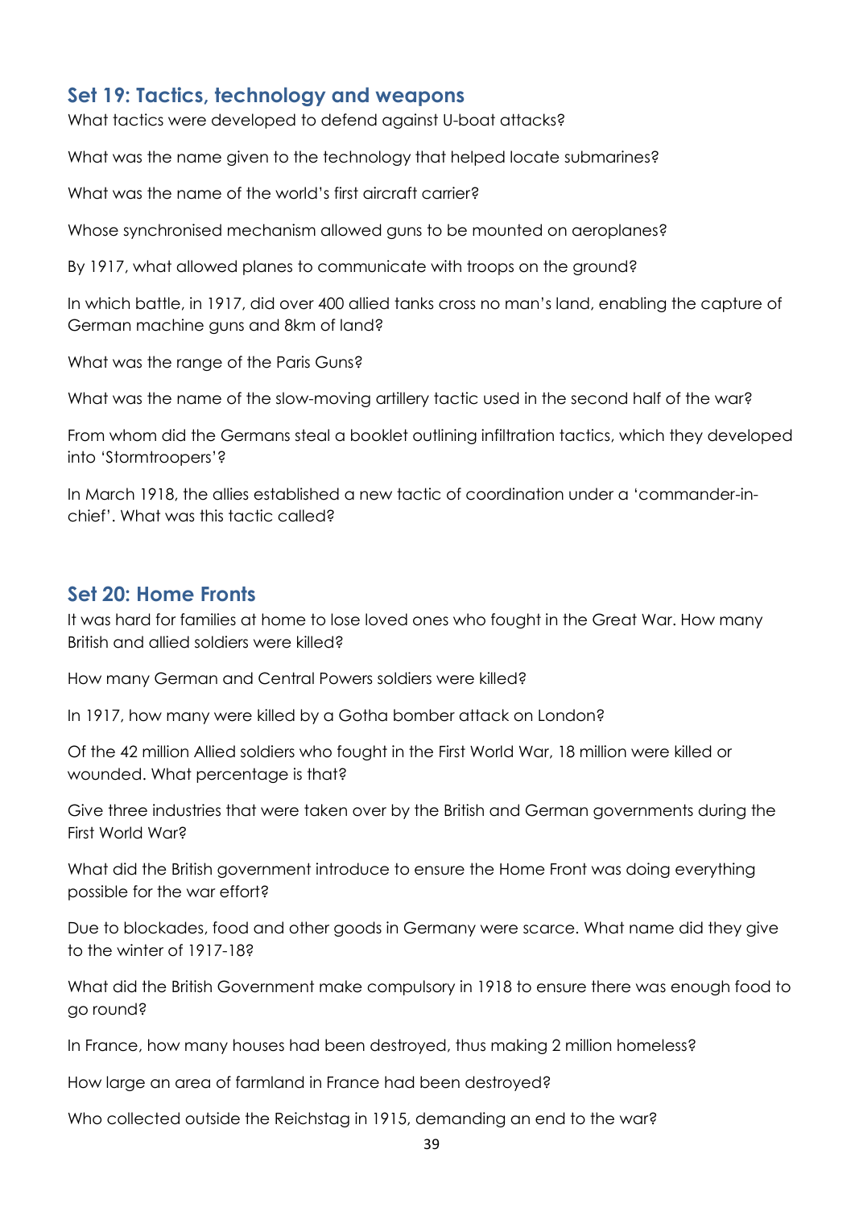## Set 19: Tactics, technology and weapons

What tactics were developed to defend against U-boat attacks?

What was the name given to the technology that helped locate submarines?

What was the name of the world's first aircraft carrier?

Whose synchronised mechanism allowed guns to be mounted on aeroplanes?

By 1917, what allowed planes to communicate with troops on the ground?

In which battle, in 1917, did over 400 allied tanks cross no man's land, enabling the capture of German machine guns and 8km of land?

What was the range of the Paris Guns?

What was the name of the slow-moving artillery tactic used in the second half of the war?

From whom did the Germans steal a booklet outlining infiltration tactics, which they developed into 'Stormtroopers'?

In March 1918, the allies established a new tactic of coordination under a 'commander-in-chief'. What was this tactic called?

## Set 20: Home Fronts

It was hard for families at home to lose loved ones who fought in the Great War. How many British and allied soldiers were killed?

How many German and Central Powers soldiers were killed?

In 1917, how many were killed by a Gotha bomber attack on London?

Of the 42 million Allied soldiers who fought in the First World War, 18 million were killed or wounded. What percentage is that?

Give three industries that were taken over by the British and German governments during the First World War?

What did the British government introduce to ensure the Home Front was doing everything possible for the war effort?

Due to blockades, food and other goods in Germany were scarce. What name did they give to the winter of 1917-18?

What did the British Government make compulsory in 1918 to ensure there was enough food to go round?

In France, how many houses had been destroyed, thus making 2 million homeless?

How large an area of farmland in France had been destroyed?

Who collected outside the Reichstag in 1915, demanding an end to the war?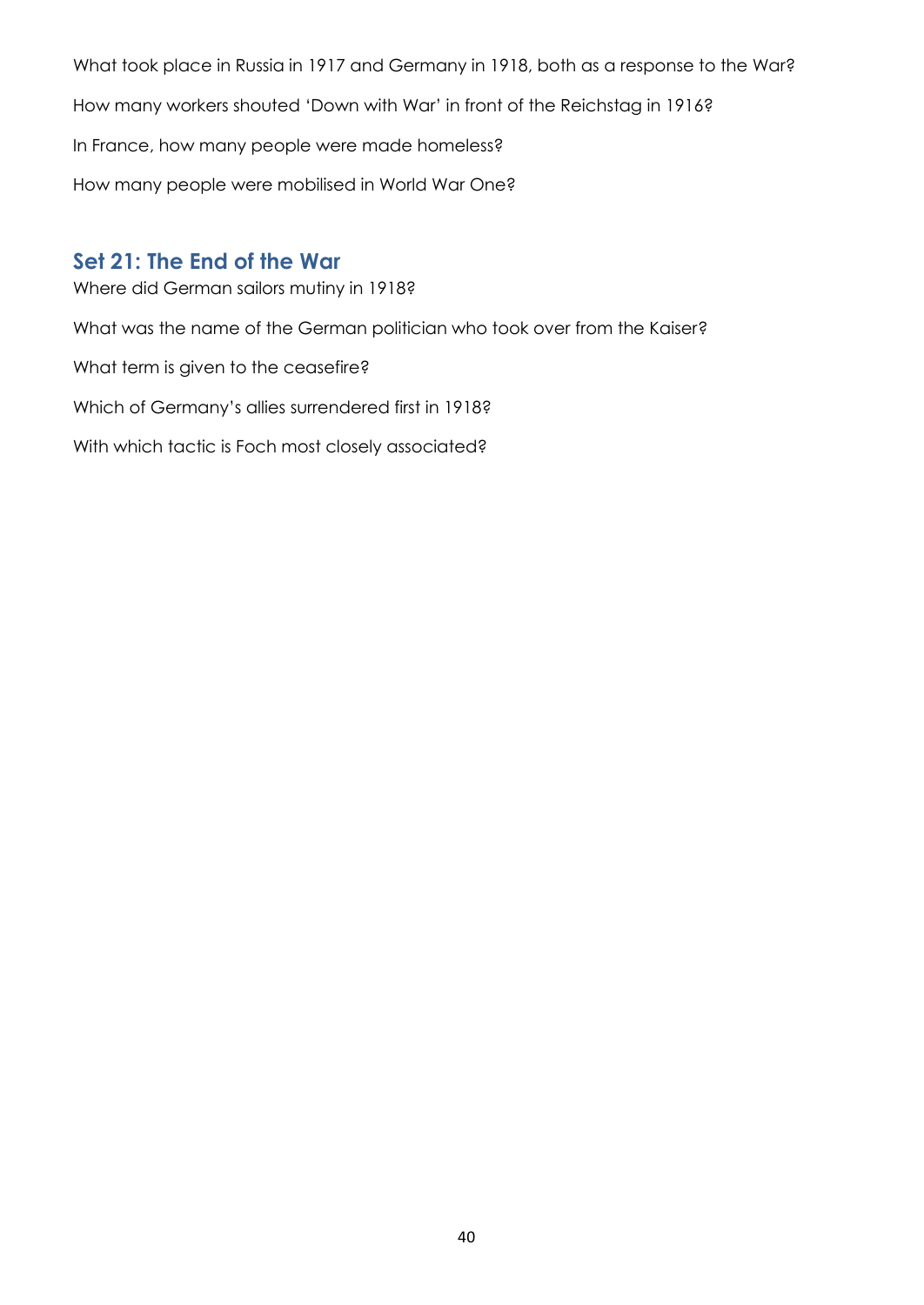What took place in Russia in 1917 and Germany in 1918, both as a response to the War?

How many workers shouted 'Down with War' in front of the Reichstag in 1916?

In France, how many people were made homeless?

How many people were mobilised in World War One?

## Set 21: The End of the War

Where did German sailors mutiny in 1918?

What was the name of the German politician who took over from the Kaiser?

What term is given to the ceasefire?

Which of Germany's allies surrendered first in 1918?

With which tactic is Foch most closely associated?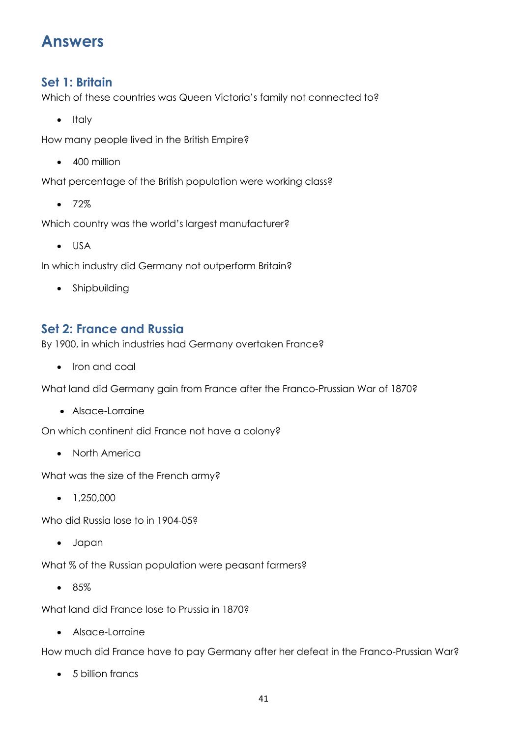# Answers

## Set 1: Britain

Which of these countries was Queen Victoria's family not connected to?

- Italy

How many people lived in the British Empire?

- 400 million

What percentage of the British population were working class?

- 72%

Which country was the world's largest manufacturer?

- USA

In which industry did Germany not outperform Britain?

- Shipbuilding

## Set 2: France and Russia

By 1900, in which industries had Germany overtaken France?

- Iron and coal

What land did Germany gain from France after the Franco-Prussian War of 1870?

- Alsace-Lorraine

On which continent did France not have a colony?

- North America

What was the size of the French army?

- 1,250,000

Who did Russia lose to in 1904-05?

- Japan

What % of the Russian population were peasant farmers?

- 85%

What land did France lose to Prussia in 1870?

- Alsace-Lorraine

How much did France have to pay Germany after her defeat in the Franco-Prussian War?

- 5 billion francs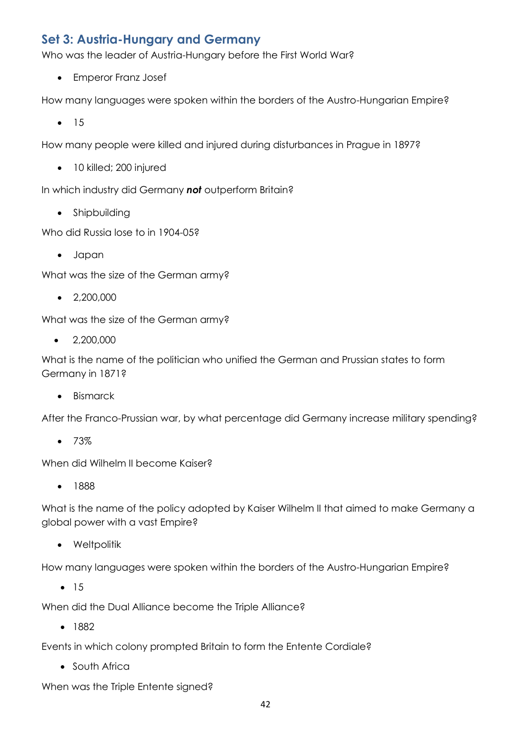## Set 3: Austria-Hungary and Germany

Who was the leader of Austria-Hungary before the First World War?

- Emperor Franz Josef

How many languages were spoken within the borders of the Austro-Hungarian Empire?

- 15

How many people were killed and injured during disturbances in Prague in 1897?

- 10 killed; 200 injured

In which industry did Germany ***not*** outperform Britain?

- Shipbuilding

Who did Russia lose to in 1904-05?

- Japan

What was the size of the German army?

- 2,200,000

What was the size of the German army?

- 2,200,000

What is the name of the politician who unified the German and Prussian states to form Germany in 1871?

- Bismarck

After the Franco-Prussian war, by what percentage did Germany increase military spending?

- 73%

When did Wilhelm II become Kaiser?

- 1888

What is the name of the policy adopted by Kaiser Wilhelm II that aimed to make Germany a global power with a vast Empire?

- Weltpolitik

How many languages were spoken within the borders of the Austro-Hungarian Empire?

- 15

When did the Dual Alliance become the Triple Alliance?

- 1882

Events in which colony prompted Britain to form the Entente Cordiale?

- South Africa

When was the Triple Entente signed?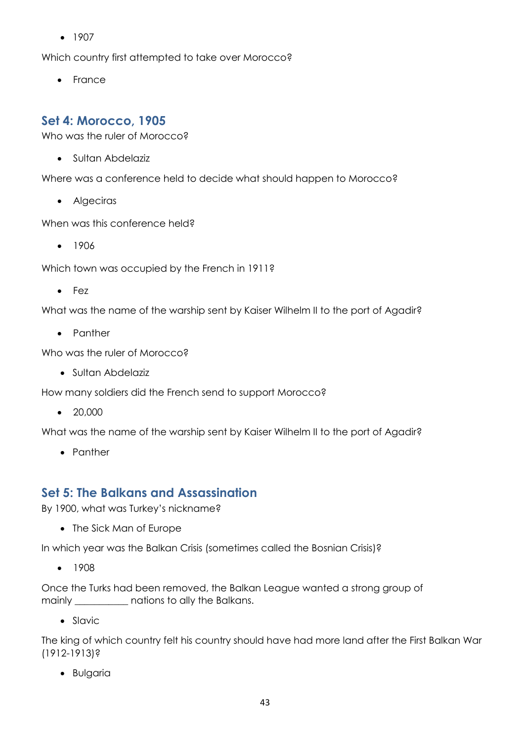- 1907

Which country first attempted to take over Morocco?

- France

## Set 4: Morocco, 1905

Who was the ruler of Morocco?

- Sultan Abdelaziz

Where was a conference held to decide what should happen to Morocco?

- Algeciras

When was this conference held?

- 1906

Which town was occupied by the French in 1911?

- Fez

What was the name of the warship sent by Kaiser Wilhelm II to the port of Agadir?

- Panther

Who was the ruler of Morocco?

- Sultan Abdelaziz

How many soldiers did the French send to support Morocco?

- 20,000

What was the name of the warship sent by Kaiser Wilhelm II to the port of Agadir?

- Panther

## Set 5: The Balkans and Assassination

By 1900, what was Turkey's nickname?

- The Sick Man of Europe

In which year was the Balkan Crisis (sometimes called the Bosnian Crisis)?

- 1908

Once the Turks had been removed, the Balkan League wanted a strong group of mainly __________ nations to ally the Balkans.

- Slavic

The king of which country felt his country should have had more land after the First Balkan War (1912-1913)?

- Bulgaria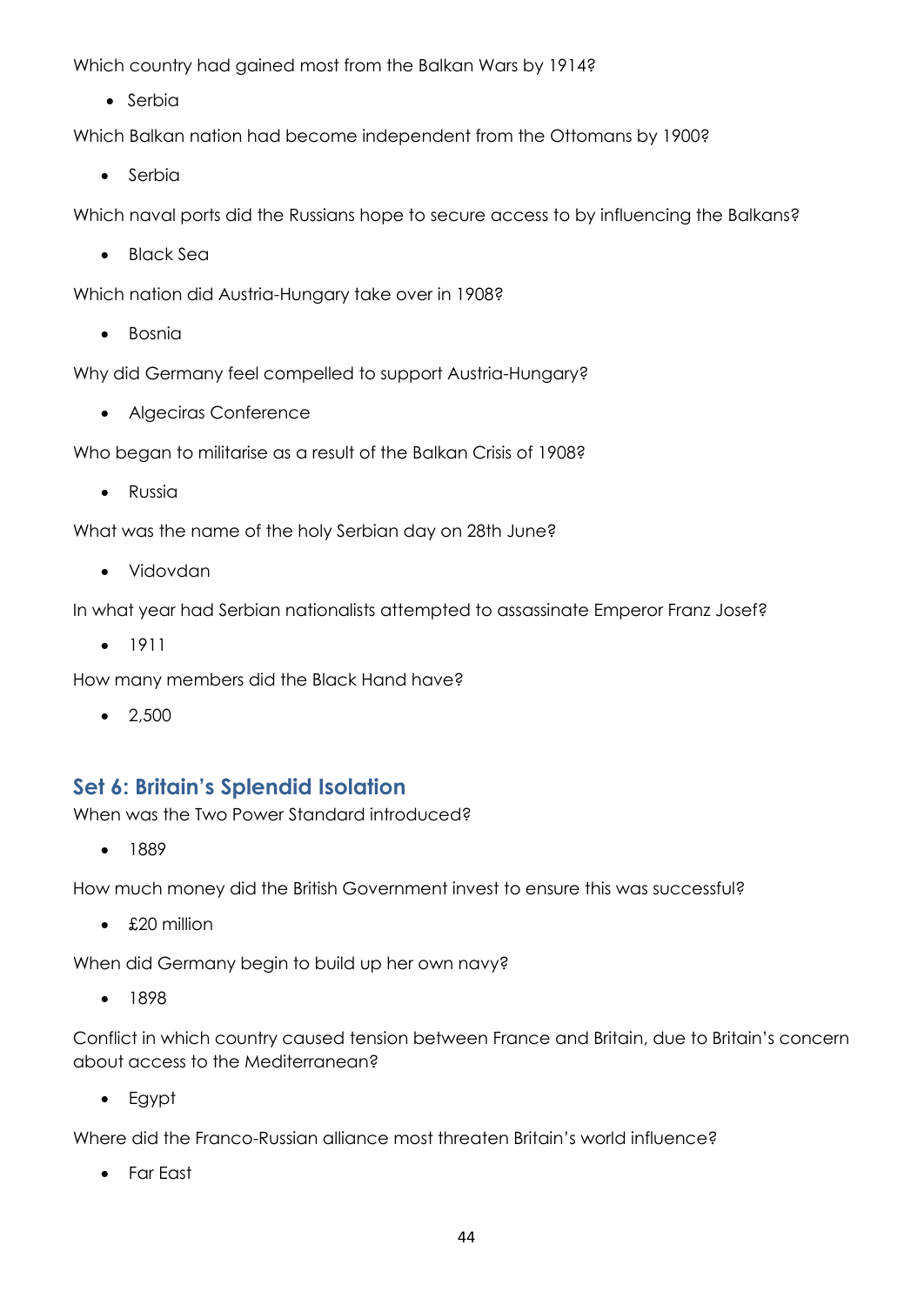Which country had gained most from the Balkan Wars by 1914?

- Serbia

Which Balkan nation had become independent from the Ottomans by 1900?

- Serbia

Which naval ports did the Russians hope to secure access to by influencing the Balkans?

- Black Sea

Which nation did Austria-Hungary take over in 1908?

- Bosnia

Why did Germany feel compelled to support Austria-Hungary?

- Algeciras Conference

Who began to militarise as a result of the Balkan Crisis of 1908?

- Russia

What was the name of the holy Serbian day on 28th June?

- Vidovdan

In what year had Serbian nationalists attempted to assassinate Emperor Franz Josef?

- 1911

How many members did the Black Hand have?

- 2,500

## Set 6: Britain's Splendid Isolation

When was the Two Power Standard introduced?

- 1889

How much money did the British Government invest to ensure this was successful?

- £20 million

When did Germany begin to build up her own navy?

- 1898

Conflict in which country caused tension between France and Britain, due to Britain's concern about access to the Mediterranean?

- Egypt

Where did the Franco-Russian alliance most threaten Britain's world influence?

- Far East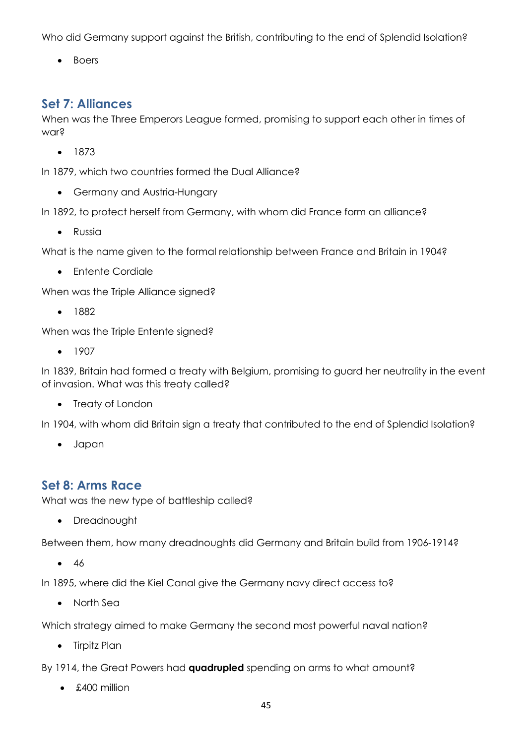Who did Germany support against the British, contributing to the end of Splendid Isolation?

- Boers

## Set 7: Alliances

When was the Three Emperors League formed, promising to support each other in times of war?

- 1873

In 1879, which two countries formed the Dual Alliance?

- Germany and Austria-Hungary

In 1892, to protect herself from Germany, with whom did France form an alliance?

- Russia

What is the name given to the formal relationship between France and Britain in 1904?

- Entente Cordiale

When was the Triple Alliance signed?

- 1882

When was the Triple Entente signed?

- 1907

In 1839, Britain had formed a treaty with Belgium, promising to guard her neutrality in the event of invasion. What was this treaty called?

- Treaty of London

In 1904, with whom did Britain sign a treaty that contributed to the end of Splendid Isolation?

- Japan

## Set 8: Arms Race

What was the new type of battleship called?

- Dreadnought

Between them, how many dreadnoughts did Germany and Britain build from 1906-1914?

- 46

In 1895, where did the Kiel Canal give the Germany navy direct access to?

- North Sea

Which strategy aimed to make Germany the second most powerful naval nation?

- Tirpitz Plan

By 1914, the Great Powers had **quadrupled** spending on arms to what amount?

- £400 million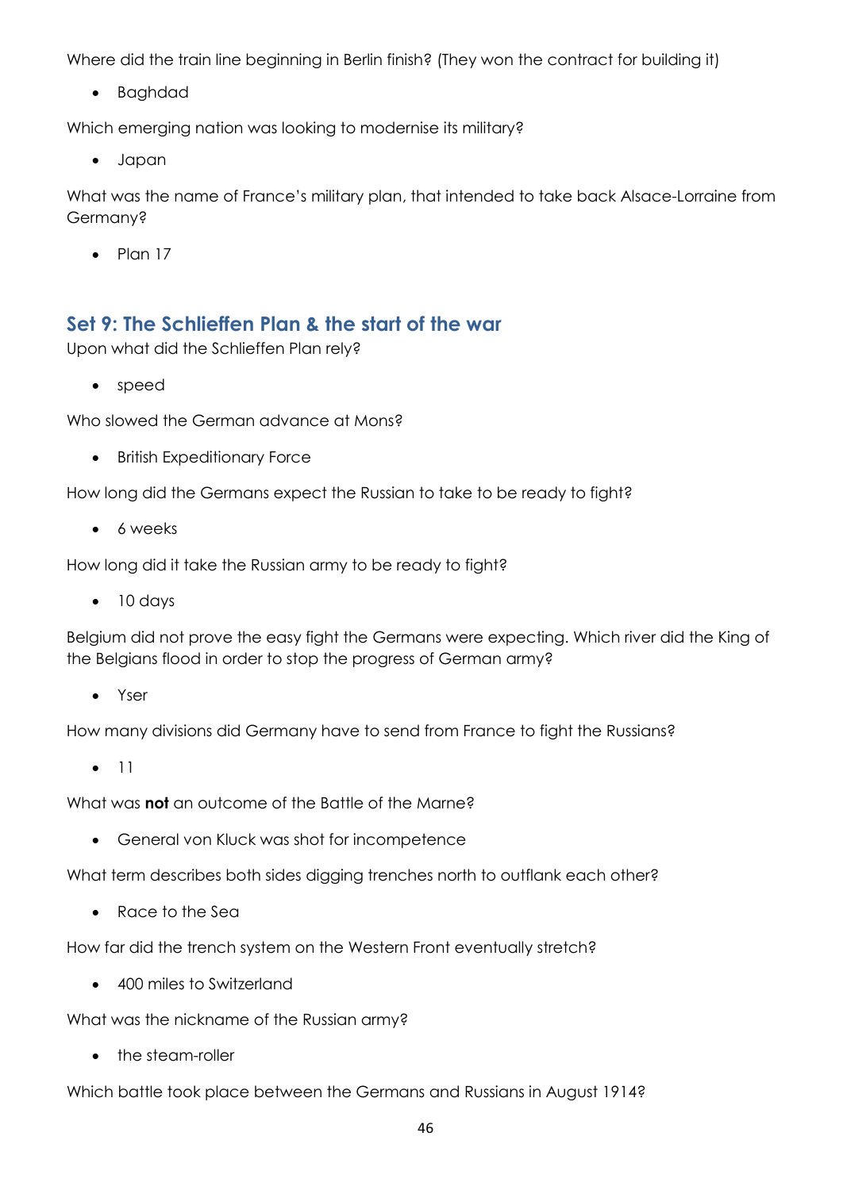Where did the train line beginning in Berlin finish? (They won the contract for building it)

- Baghdad

Which emerging nation was looking to modernise its military?

- Japan

What was the name of France's military plan, that intended to take back Alsace-Lorraine from Germany?

- Plan 17

## Set 9: The Schlieffen Plan & the start of the war

Upon what did the Schlieffen Plan rely?

- speed

Who slowed the German advance at Mons?

- British Expeditionary Force

How long did the Germans expect the Russian to take to be ready to fight?

- 6 weeks

How long did it take the Russian army to be ready to fight?

- 10 days

Belgium did not prove the easy fight the Germans were expecting. Which river did the King of the Belgians flood in order to stop the progress of German army?

- Yser

How many divisions did Germany have to send from France to fight the Russians?

- 11

What was **not** an outcome of the Battle of the Marne?

- General von Kluck was shot for incompetence

What term describes both sides digging trenches north to outflank each other?

- Race to the Sea

How far did the trench system on the Western Front eventually stretch?

- 400 miles to Switzerland

What was the nickname of the Russian army?

- the steam-roller

Which battle took place between the Germans and Russians in August 1914?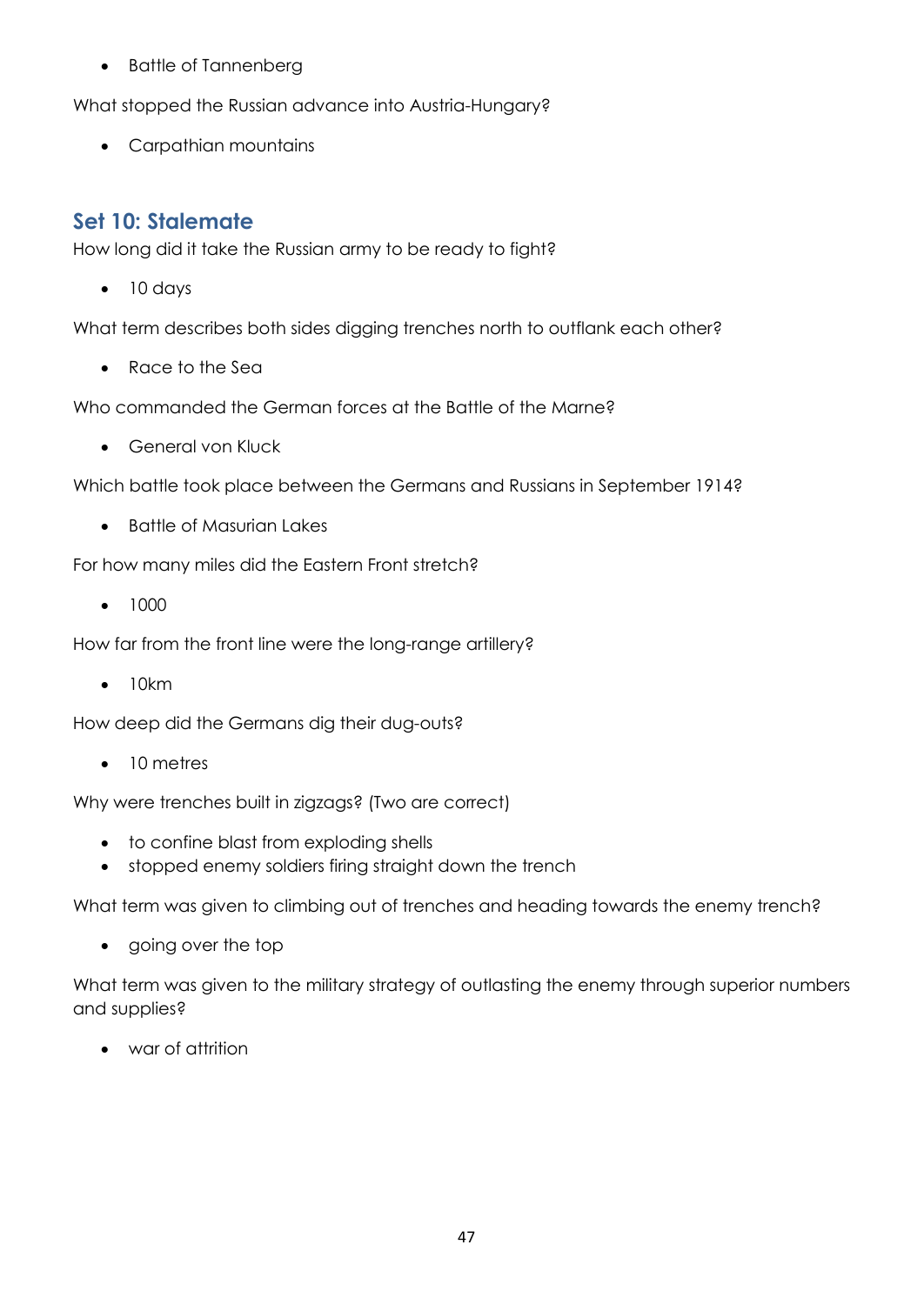- Battle of Tannenberg

What stopped the Russian advance into Austria-Hungary?

- Carpathian mountains

## Set 10: Stalemate

How long did it take the Russian army to be ready to fight?

- 10 days

What term describes both sides digging trenches north to outflank each other?

- Race to the Sea

Who commanded the German forces at the Battle of the Marne?

- General von Kluck

Which battle took place between the Germans and Russians in September 1914?

- Battle of Masurian Lakes

For how many miles did the Eastern Front stretch?

- 1000

How far from the front line were the long-range artillery?

- 10km

How deep did the Germans dig their dug-outs?

- 10 metres

Why were trenches built in zigzags? (Two are correct)

- to confine blast from exploding shells
- stopped enemy soldiers firing straight down the trench

What term was given to climbing out of trenches and heading towards the enemy trench?

- going over the top

What term was given to the military strategy of outlasting the enemy through superior numbers and supplies?

- war of attrition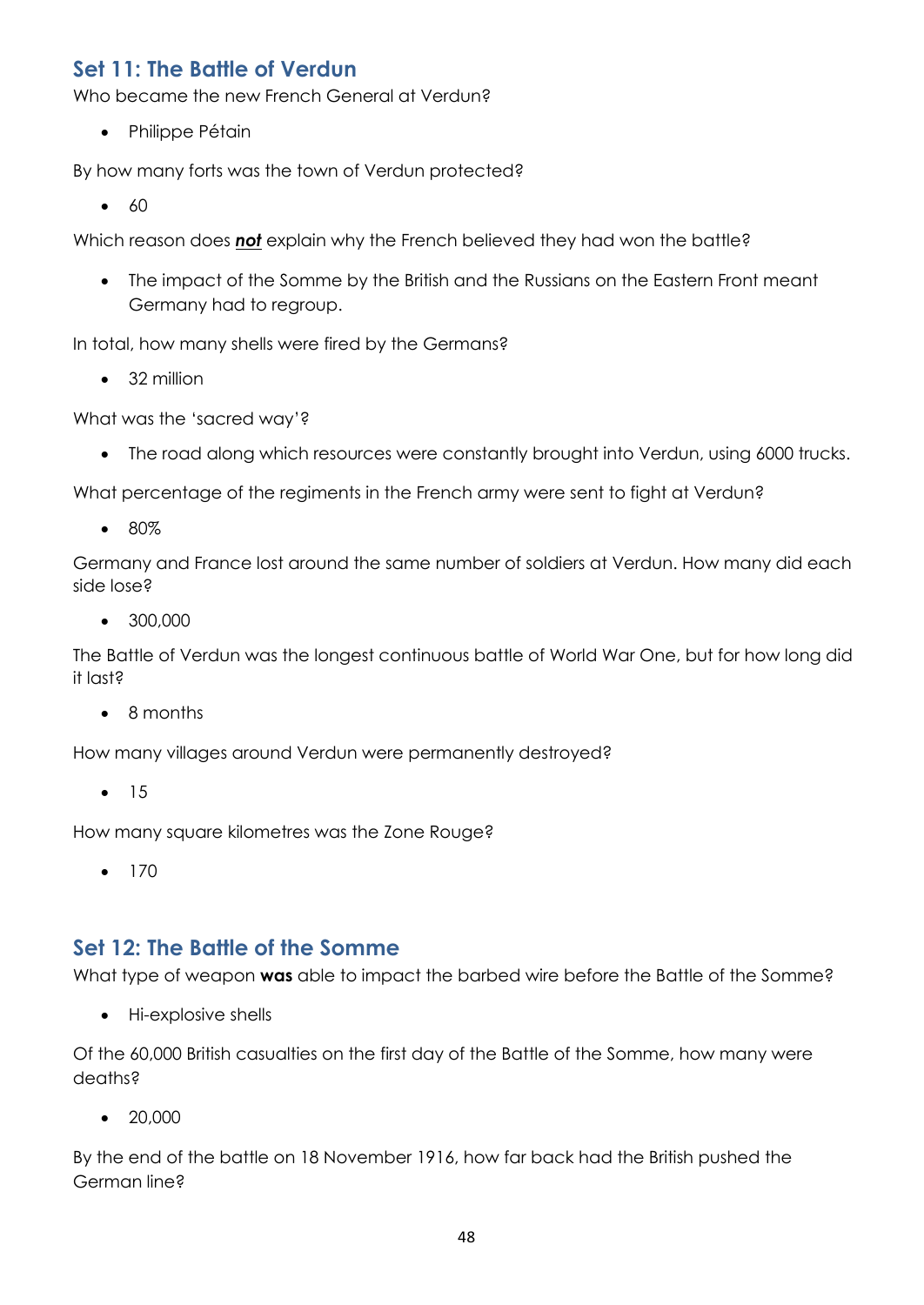## Set 11: The Battle of Verdun

Who became the new French General at Verdun?

- Philippe Pétain

By how many forts was the town of Verdun protected?

- 60

Which reason does ***not*** explain why the French believed they had won the battle?

- The impact of the Somme by the British and the Russians on the Eastern Front meant Germany had to regroup.

In total, how many shells were fired by the Germans?

- 32 million

What was the 'sacred way'?

- The road along which resources were constantly brought into Verdun, using 6000 trucks.

What percentage of the regiments in the French army were sent to fight at Verdun?

- 80%

Germany and France lost around the same number of soldiers at Verdun. How many did each side lose?

- 300,000

The Battle of Verdun was the longest continuous battle of World War One, but for how long did it last?

- 8 months

How many villages around Verdun were permanently destroyed?

- 15

How many square kilometres was the Zone Rouge?

- 170

## Set 12: The Battle of the Somme

What type of weapon **was** able to impact the barbed wire before the Battle of the Somme?

- Hi-explosive shells

Of the 60,000 British casualties on the first day of the Battle of the Somme, how many were deaths?

- 20,000

By the end of the battle on 18 November 1916, how far back had the British pushed the German line?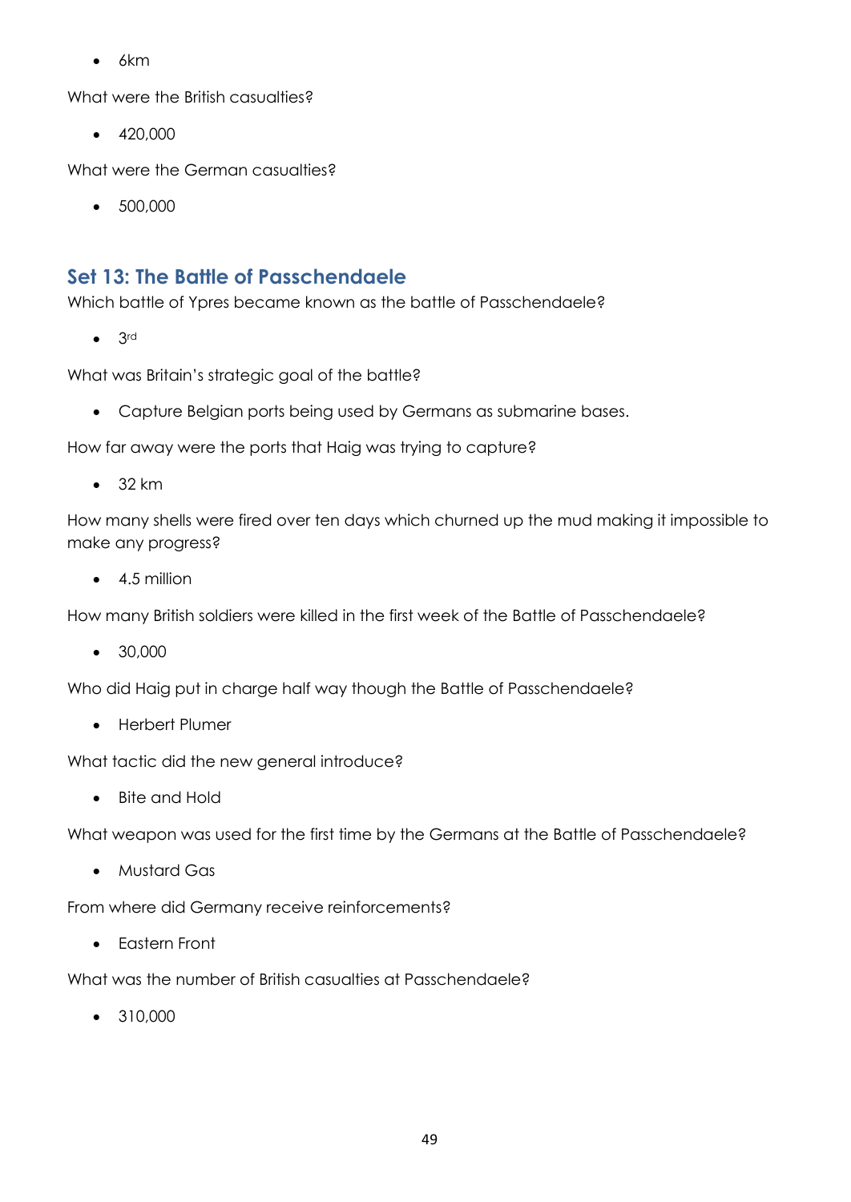- 6km

What were the British casualties?

- 420,000

What were the German casualties?

- 500,000

## Set 13: The Battle of Passchendaele

Which battle of Ypres became known as the battle of Passchendaele?

- 3rd

What was Britain's strategic goal of the battle?

- Capture Belgian ports being used by Germans as submarine bases.

How far away were the ports that Haig was trying to capture?

- 32 km

How many shells were fired over ten days which churned up the mud making it impossible to make any progress?

- 4.5 million

How many British soldiers were killed in the first week of the Battle of Passchendaele?

- 30,000

Who did Haig put in charge half way though the Battle of Passchendaele?

- Herbert Plumer

What tactic did the new general introduce?

- Bite and Hold

What weapon was used for the first time by the Germans at the Battle of Passchendaele?

- Mustard Gas

From where did Germany receive reinforcements?

- Eastern Front

What was the number of British casualties at Passchendaele?

- 310,000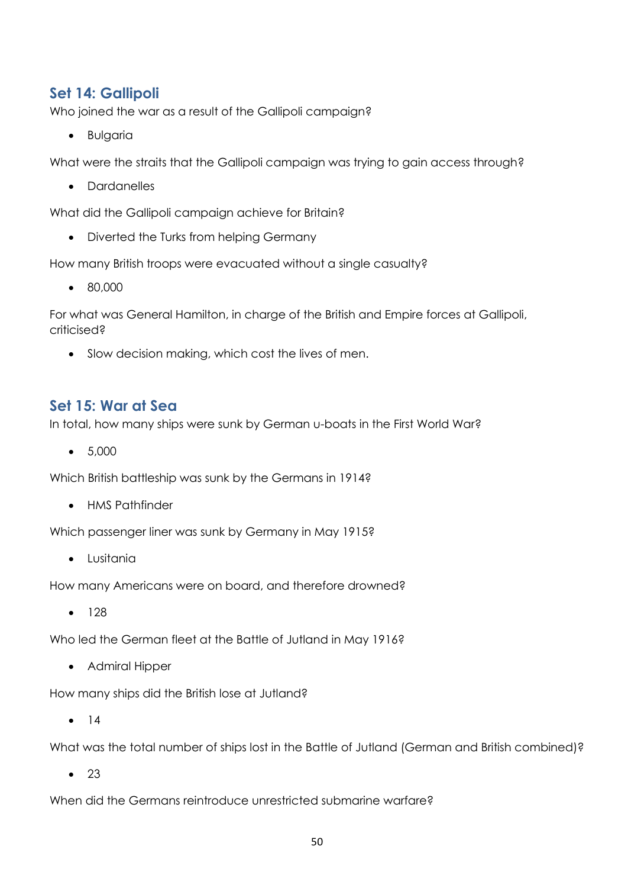## Set 14: Gallipoli

Who joined the war as a result of the Gallipoli campaign?

- Bulgaria

What were the straits that the Gallipoli campaign was trying to gain access through?

- Dardanelles

What did the Gallipoli campaign achieve for Britain?

- Diverted the Turks from helping Germany

How many British troops were evacuated without a single casualty?

- 80,000

For what was General Hamilton, in charge of the British and Empire forces at Gallipoli, criticised?

- Slow decision making, which cost the lives of men.

## Set 15: War at Sea

In total, how many ships were sunk by German u-boats in the First World War?

- 5,000

Which British battleship was sunk by the Germans in 1914?

- HMS Pathfinder

Which passenger liner was sunk by Germany in May 1915?

- Lusitania

How many Americans were on board, and therefore drowned?

- 128

Who led the German fleet at the Battle of Jutland in May 1916?

- Admiral Hipper

How many ships did the British lose at Jutland?

- 14

What was the total number of ships lost in the Battle of Jutland (German and British combined)?

- 23

When did the Germans reintroduce unrestricted submarine warfare?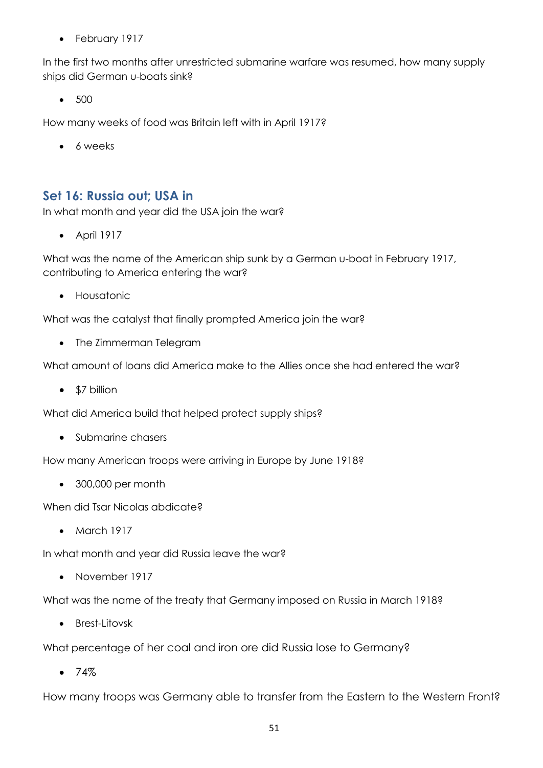- February 1917

In the first two months after unrestricted submarine warfare was resumed, how many supply ships did German u-boats sink?

- 500

How many weeks of food was Britain left with in April 1917?

- 6 weeks

## Set 16: Russia out; USA in

In what month and year did the USA join the war?

- April 1917

What was the name of the American ship sunk by a German u-boat in February 1917, contributing to America entering the war?

- Housatonic

What was the catalyst that finally prompted America join the war?

- The Zimmerman Telegram

What amount of loans did America make to the Allies once she had entered the war?

- $7 billion

What did America build that helped protect supply ships?

- Submarine chasers

How many American troops were arriving in Europe by June 1918?

- 300,000 per month

When did Tsar Nicolas abdicate?

- March 1917

In what month and year did Russia leave the war?

- November 1917

What was the name of the treaty that Germany imposed on Russia in March 1918?

- Brest-Litovsk

What percentage of her coal and iron ore did Russia lose to Germany?

- 74%

How many troops was Germany able to transfer from the Eastern to the Western Front?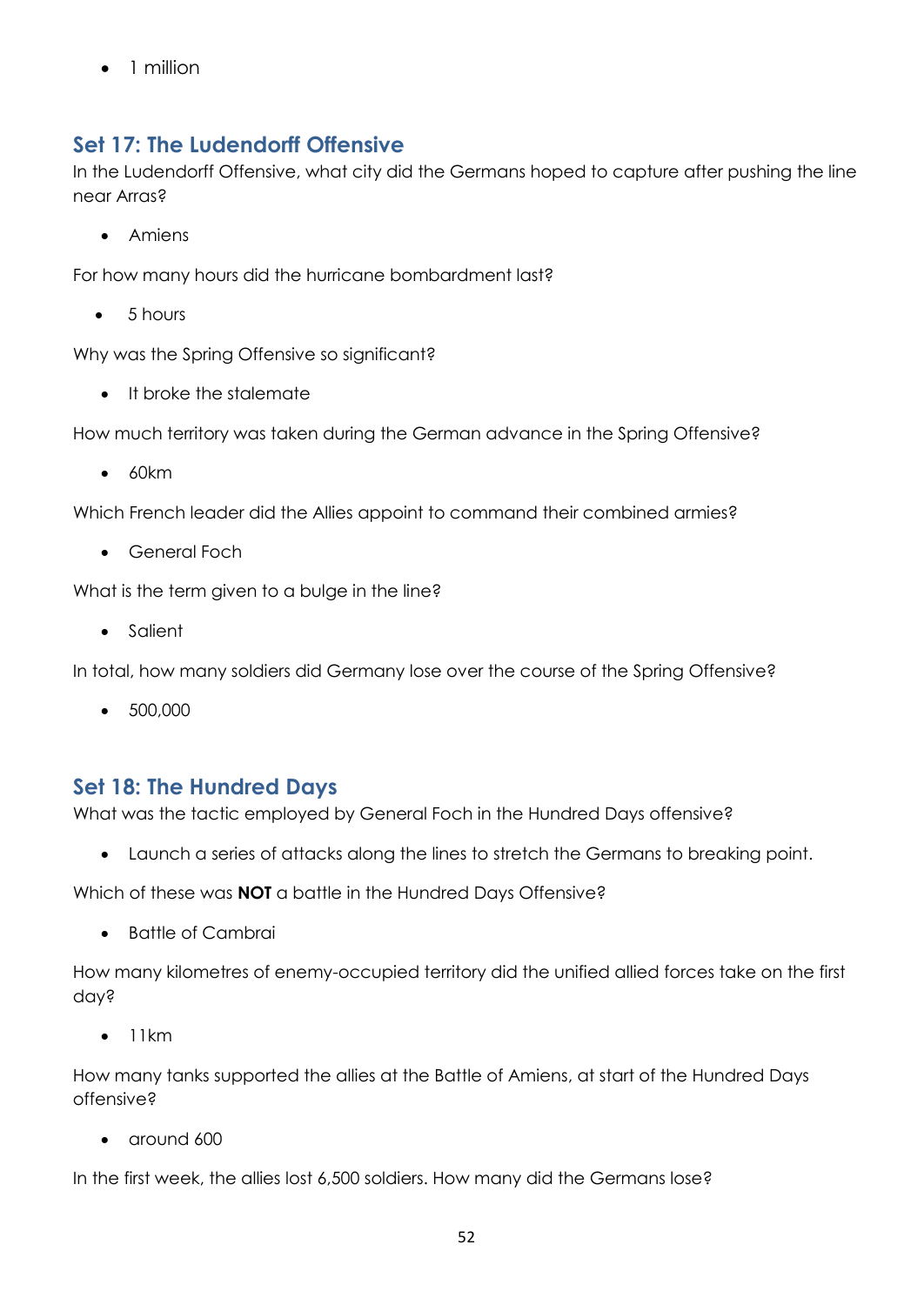- 1 million

## Set 17: The Ludendorff Offensive

In the Ludendorff Offensive, what city did the Germans hoped to capture after pushing the line near Arras?

- Amiens

For how many hours did the hurricane bombardment last?

- 5 hours

Why was the Spring Offensive so significant?

- It broke the stalemate

How much territory was taken during the German advance in the Spring Offensive?

- 60km

Which French leader did the Allies appoint to command their combined armies?

- General Foch

What is the term given to a bulge in the line?

- Salient

In total, how many soldiers did Germany lose over the course of the Spring Offensive?

- 500,000

## Set 18: The Hundred Days

What was the tactic employed by General Foch in the Hundred Days offensive?

- Launch a series of attacks along the lines to stretch the Germans to breaking point.

Which of these was **NOT** a battle in the Hundred Days Offensive?

- Battle of Cambrai

How many kilometres of enemy-occupied territory did the unified allied forces take on the first day?

- 11km

How many tanks supported the allies at the Battle of Amiens, at start of the Hundred Days offensive?

- around 600

In the first week, the allies lost 6,500 soldiers. How many did the Germans lose?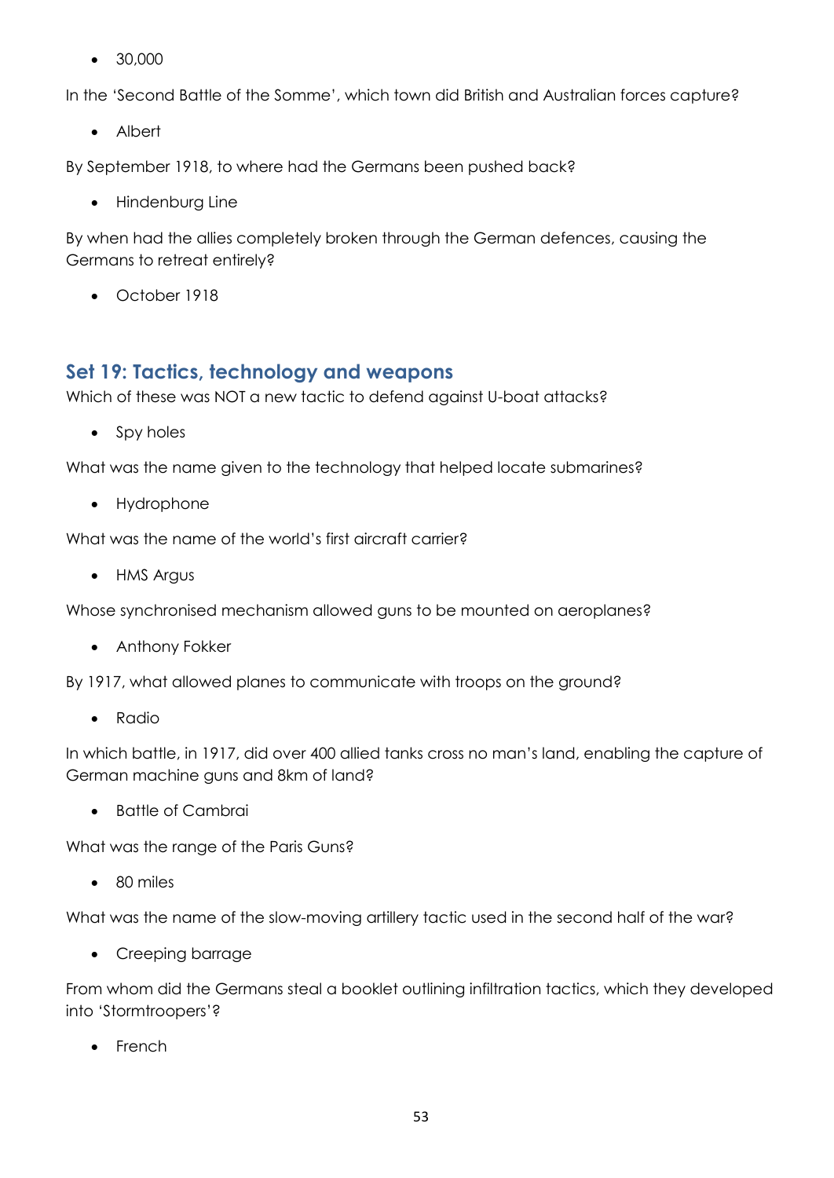- 30,000

In the 'Second Battle of the Somme', which town did British and Australian forces capture?

- Albert

By September 1918, to where had the Germans been pushed back?

- Hindenburg Line

By when had the allies completely broken through the German defences, causing the Germans to retreat entirely?

- October 1918

## Set 19: Tactics, technology and weapons

Which of these was NOT a new tactic to defend against U-boat attacks?

- Spy holes

What was the name given to the technology that helped locate submarines?

- Hydrophone

What was the name of the world's first aircraft carrier?

- HMS Argus

Whose synchronised mechanism allowed guns to be mounted on aeroplanes?

- Anthony Fokker

By 1917, what allowed planes to communicate with troops on the ground?

- Radio

In which battle, in 1917, did over 400 allied tanks cross no man's land, enabling the capture of German machine guns and 8km of land?

- Battle of Cambrai

What was the range of the Paris Guns?

- 80 miles

What was the name of the slow-moving artillery tactic used in the second half of the war?

- Creeping barrage

From whom did the Germans steal a booklet outlining infiltration tactics, which they developed into 'Stormtroopers'?

- French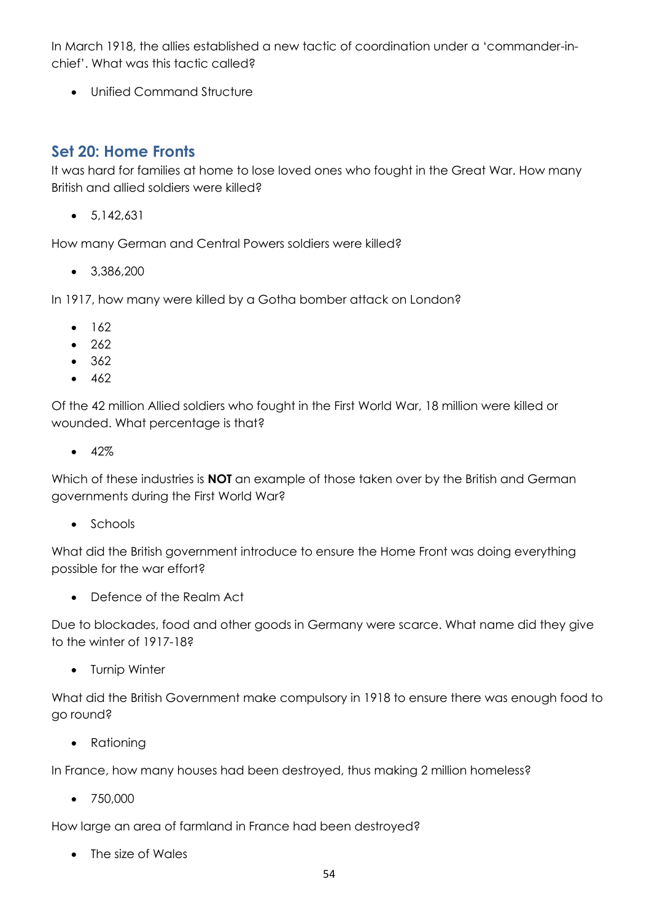In March 1918, the allies established a new tactic of coordination under a 'commander-in-chief'. What was this tactic called?

- Unified Command Structure

## Set 20: Home Fronts

It was hard for families at home to lose loved ones who fought in the Great War. How many British and allied soldiers were killed?

- 5,142,631

How many German and Central Powers soldiers were killed?

- 3,386,200

In 1917, how many were killed by a Gotha bomber attack on London?

- 162
- 262
- 362
- 462

Of the 42 million Allied soldiers who fought in the First World War, 18 million were killed or wounded. What percentage is that?

- 42%

Which of these industries is **NOT** an example of those taken over by the British and German governments during the First World War?

- Schools

What did the British government introduce to ensure the Home Front was doing everything possible for the war effort?

- Defence of the Realm Act

Due to blockades, food and other goods in Germany were scarce. What name did they give to the winter of 1917-18?

- Turnip Winter

What did the British Government make compulsory in 1918 to ensure there was enough food to go round?

- Rationing

In France, how many houses had been destroyed, thus making 2 million homeless?

- 750,000

How large an area of farmland in France had been destroyed?

- The size of Wales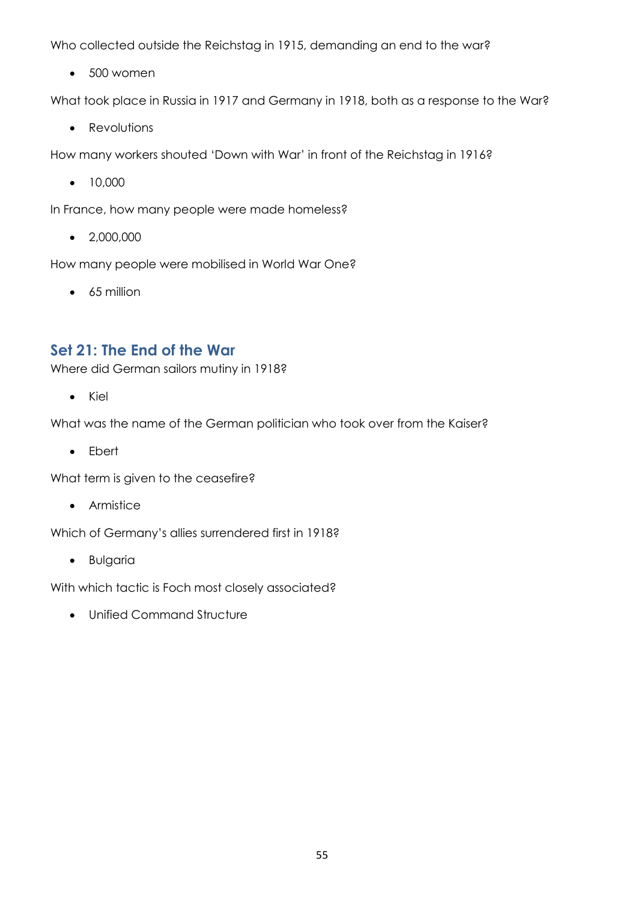Who collected outside the Reichstag in 1915, demanding an end to the war?

- 500 women

What took place in Russia in 1917 and Germany in 1918, both as a response to the War?

- Revolutions

How many workers shouted 'Down with War' in front of the Reichstag in 1916?

- 10,000

In France, how many people were made homeless?

- 2,000,000

How many people were mobilised in World War One?

- 65 million

## Set 21: The End of the War

Where did German sailors mutiny in 1918?

- Kiel

What was the name of the German politician who took over from the Kaiser?

- Ebert

What term is given to the ceasefire?

- Armistice

Which of Germany's allies surrendered first in 1918?

- Bulgaria

With which tactic is Foch most closely associated?

- Unified Command Structure